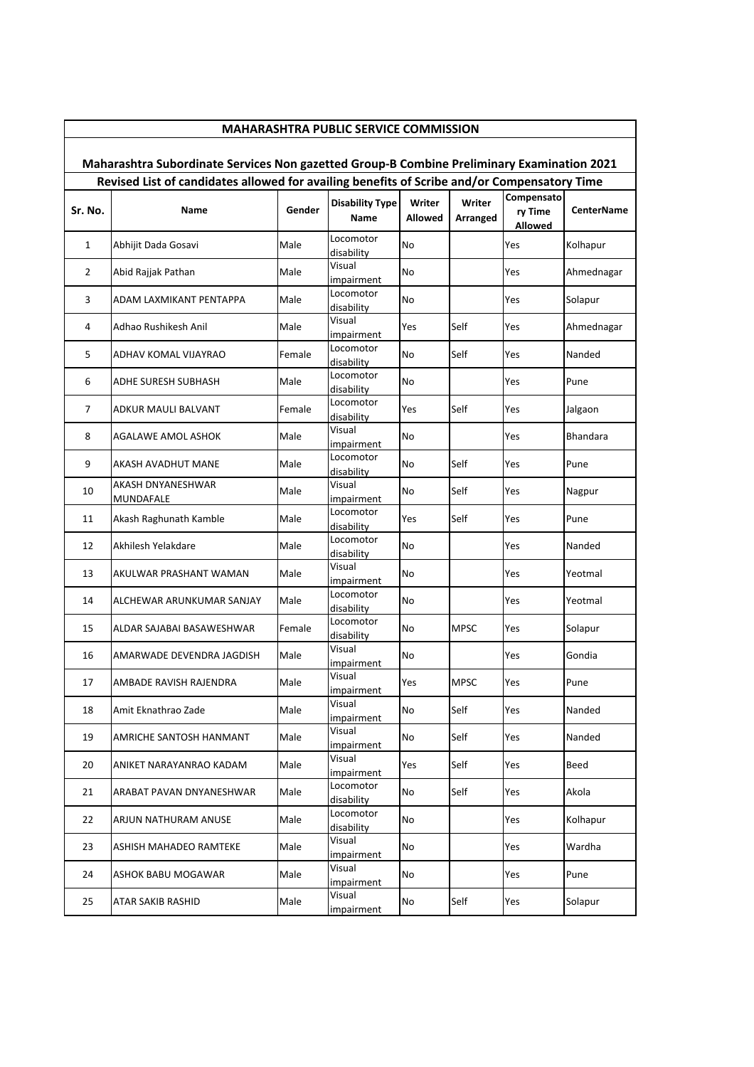# MAHARASHTRA PUBLIC SERVICE COMMISSION

## Maharashtra Subordinate Services Non gazetted Group-B Combine Preliminary Examination 2021

### Revised List of candidates allowed for availing benefits of Scribe and/or Compensatory Time

| Sr. No. | Name | Gender | Disability Type Name | Writer Allowed | Writer Arranged | Compensatory Time Allowed | CenterName |
|---|---|---|---|---|---|---|---|
| 1 | Abhijit Dada Gosavi | Male | Locomotor disability | No | | Yes | Kolhapur |
| 2 | Abid Rajjak Pathan | Male | Visual impairment | No | | Yes | Ahmednagar |
| 3 | ADAM LAXMIKANT PENTAPPA | Male | Locomotor disability | No | | Yes | Solapur |
| 4 | Adhao Rushikesh Anil | Male | Visual impairment | Yes | Self | Yes | Ahmednagar |
| 5 | ADHAV KOMAL VIJAYRAO | Female | Locomotor disability | No | Self | Yes | Nanded |
| 6 | ADHE SURESH SUBHASH | Male | Locomotor disability | No | | Yes | Pune |
| 7 | ADKUR MAULI BALVANT | Female | Locomotor disability | Yes | Self | Yes | Jalgaon |
| 8 | AGALAWE AMOL ASHOK | Male | Visual impairment | No | | Yes | Bhandara |
| 9 | AKASH AVADHUT MANE | Male | Locomotor disability | No | Self | Yes | Pune |
| 10 | AKASH DNYANESHWAR MUNDAFALE | Male | Visual impairment | No | Self | Yes | Nagpur |
| 11 | Akash Raghunath Kamble | Male | Locomotor disability | Yes | Self | Yes | Pune |
| 12 | Akhilesh Yelakdare | Male | Locomotor disability | No | | Yes | Nanded |
| 13 | AKULWAR PRASHANT WAMAN | Male | Visual impairment | No | | Yes | Yeotmal |
| 14 | ALCHEWAR ARUNKUMAR SANJAY | Male | Locomotor disability | No | | Yes | Yeotmal |
| 15 | ALDAR SAJABAI BASAWESHWAR | Female | Locomotor disability | No | MPSC | Yes | Solapur |
| 16 | AMARWADE DEVENDRA JAGDISH | Male | Visual impairment | No | | Yes | Gondia |
| 17 | AMBADE RAVISH RAJENDRA | Male | Visual impairment | Yes | MPSC | Yes | Pune |
| 18 | Amit Eknathrao Zade | Male | Visual impairment | No | Self | Yes | Nanded |
| 19 | AMRICHE SANTOSH HANMANT | Male | Visual impairment | No | Self | Yes | Nanded |
| 20 | ANIKET NARAYANRAO KADAM | Male | Visual impairment | Yes | Self | Yes | Beed |
| 21 | ARABAT PAVAN DNYANESHWAR | Male | Locomotor disability | No | Self | Yes | Akola |
| 22 | ARJUN NATHURAM ANUSE | Male | Locomotor disability | No | | Yes | Kolhapur |
| 23 | ASHISH MAHADEO RAMTEKE | Male | Visual impairment | No | | Yes | Wardha |
| 24 | ASHOK BABU MOGAWAR | Male | Visual impairment | No | | Yes | Pune |
| 25 | ATAR SAKIB RASHID | Male | Visual impairment | No | Self | Yes | Solapur |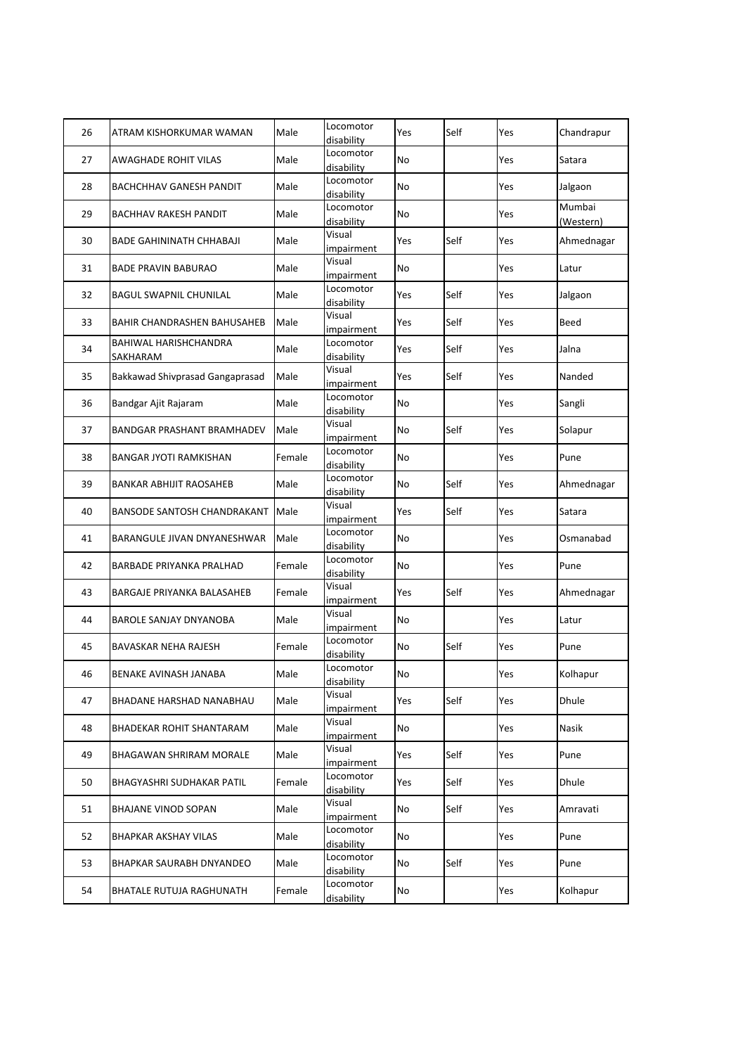| 26 | ATRAM KISHORKUMAR WAMAN | Male | Locomotor disability | Yes | Self | Yes | Chandrapur |
|---|---|---|---|---|---|---|---|
| 27 | AWAGHADE ROHIT VILAS | Male | Locomotor disability | No | | Yes | Satara |
| 28 | BACHCHHAV GANESH PANDIT | Male | Locomotor disability | No | | Yes | Jalgaon |
| 29 | BACHHAV RAKESH PANDIT | Male | Locomotor disability | No | | Yes | Mumbai (Western) |
| 30 | BADE GAHININATH CHHABAJI | Male | Visual impairment | Yes | Self | Yes | Ahmednagar |
| 31 | BADE PRAVIN BABURAO | Male | Visual impairment | No | | Yes | Latur |
| 32 | BAGUL SWAPNIL CHUNILAL | Male | Locomotor disability | Yes | Self | Yes | Jalgaon |
| 33 | BAHIR CHANDRASHEN BAHUSAHEB | Male | Visual impairment | Yes | Self | Yes | Beed |
| 34 | BAHIWAL HARISHCHANDRA SAKHARAM | Male | Locomotor disability | Yes | Self | Yes | Jalna |
| 35 | Bakkawad Shivprasad Gangaprasad | Male | Visual impairment | Yes | Self | Yes | Nanded |
| 36 | Bandgar Ajit Rajaram | Male | Locomotor disability | No | | Yes | Sangli |
| 37 | BANDGAR PRASHANT BRAMHADEV | Male | Visual impairment | No | Self | Yes | Solapur |
| 38 | BANGAR JYOTI RAMKISHAN | Female | Locomotor disability | No | | Yes | Pune |
| 39 | BANKAR ABHIJIT RAOSAHEB | Male | Locomotor disability | No | Self | Yes | Ahmednagar |
| 40 | BANSODE SANTOSH CHANDRAKANT | Male | Visual impairment | Yes | Self | Yes | Satara |
| 41 | BARANGULE JIVAN DNYANESHWAR | Male | Locomotor disability | No | | Yes | Osmanabad |
| 42 | BARBADE PRIYANKA PRALHAD | Female | Locomotor disability | No | | Yes | Pune |
| 43 | BARGAJE PRIYANKA BALASAHEB | Female | Visual impairment | Yes | Self | Yes | Ahmednagar |
| 44 | BAROLE SANJAY DNYANOBA | Male | Visual impairment | No | | Yes | Latur |
| 45 | BAVASKAR NEHA RAJESH | Female | Locomotor disability | No | Self | Yes | Pune |
| 46 | BENAKE AVINASH JANABA | Male | Locomotor disability | No | | Yes | Kolhapur |
| 47 | BHADANE HARSHAD NANABHAU | Male | Visual impairment | Yes | Self | Yes | Dhule |
| 48 | BHADEKAR ROHIT SHANTARAM | Male | Visual impairment | No | | Yes | Nasik |
| 49 | BHAGAWAN SHRIRAM MORALE | Male | Visual impairment | Yes | Self | Yes | Pune |
| 50 | BHAGYASHRI SUDHAKAR PATIL | Female | Locomotor disability | Yes | Self | Yes | Dhule |
| 51 | BHAJANE VINOD SOPAN | Male | Visual impairment | No | Self | Yes | Amravati |
| 52 | BHAPKAR AKSHAY VILAS | Male | Locomotor disability | No | | Yes | Pune |
| 53 | BHAPKAR SAURABH DNYANDEO | Male | Locomotor disability | No | Self | Yes | Pune |
| 54 | BHATALE RUTUJA RAGHUNATH | Female | Locomotor disability | No | | Yes | Kolhapur |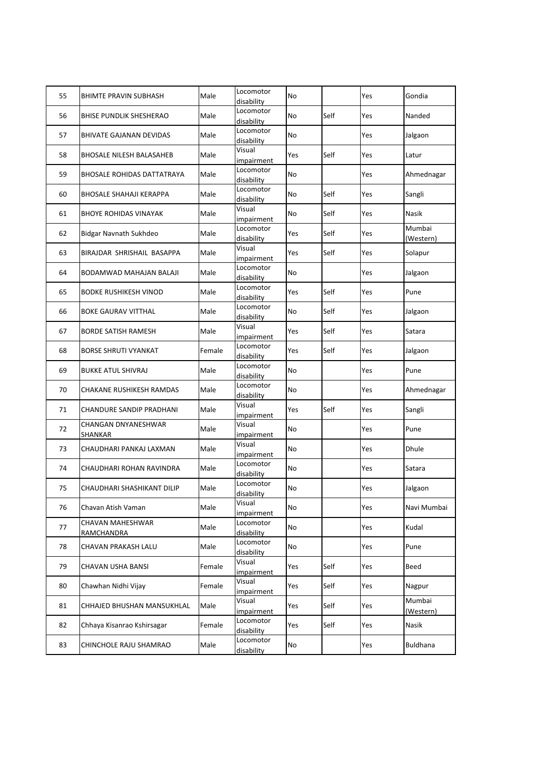| 55 | BHIMTE PRAVIN SUBHASH | Male | Locomotor disability | No | | Yes | Gondia |
|---|---|---|---|---|---|---|---|
| 56 | BHISE PUNDLIK SHESHERAO | Male | Locomotor disability | No | Self | Yes | Nanded |
| 57 | BHIVATE GAJANAN DEVIDAS | Male | Locomotor disability | No | | Yes | Jalgaon |
| 58 | BHOSALE NILESH BALASAHEB | Male | Visual impairment | Yes | Self | Yes | Latur |
| 59 | BHOSALE ROHIDAS DATTATRAYA | Male | Locomotor disability | No | | Yes | Ahmednagar |
| 60 | BHOSALE SHAHAJI KERAPPA | Male | Locomotor disability | No | Self | Yes | Sangli |
| 61 | BHOYE ROHIDAS VINAYAK | Male | Visual impairment | No | Self | Yes | Nasik |
| 62 | Bidgar Navnath Sukhdeo | Male | Locomotor disability | Yes | Self | Yes | Mumbai (Western) |
| 63 | BIRAJDAR SHRISHAIL BASAPPA | Male | Visual impairment | Yes | Self | Yes | Solapur |
| 64 | BODAMWAD MAHAJAN BALAJI | Male | Locomotor disability | No | | Yes | Jalgaon |
| 65 | BODKE RUSHIKESH VINOD | Male | Locomotor disability | Yes | Self | Yes | Pune |
| 66 | BOKE GAURAV VITTHAL | Male | Locomotor disability | No | Self | Yes | Jalgaon |
| 67 | BORDE SATISH RAMESH | Male | Visual impairment | Yes | Self | Yes | Satara |
| 68 | BORSE SHRUTI VYANKAT | Female | Locomotor disability | Yes | Self | Yes | Jalgaon |
| 69 | BUKKE ATUL SHIVRAJ | Male | Locomotor disability | No | | Yes | Pune |
| 70 | CHAKANE RUSHIKESH RAMDAS | Male | Locomotor disability | No | | Yes | Ahmednagar |
| 71 | CHANDURE SANDIP PRADHANI | Male | Visual impairment | Yes | Self | Yes | Sangli |
| 72 | CHANGAN DNYANESHWAR SHANKAR | Male | Visual impairment | No | | Yes | Pune |
| 73 | CHAUDHARI PANKAJ LAXMAN | Male | Visual impairment | No | | Yes | Dhule |
| 74 | CHAUDHARI ROHAN RAVINDRA | Male | Locomotor disability | No | | Yes | Satara |
| 75 | CHAUDHARI SHASHIKANT DILIP | Male | Locomotor disability | No | | Yes | Jalgaon |
| 76 | Chavan Atish Vaman | Male | Visual impairment | No | | Yes | Navi Mumbai |
| 77 | CHAVAN MAHESHWAR RAMCHANDRA | Male | Locomotor disability | No | | Yes | Kudal |
| 78 | CHAVAN PRAKASH LALU | Male | Locomotor disability | No | | Yes | Pune |
| 79 | CHAVAN USHA BANSI | Female | Visual impairment | Yes | Self | Yes | Beed |
| 80 | Chawhan Nidhi Vijay | Female | Visual impairment | Yes | Self | Yes | Nagpur |
| 81 | CHHAJED BHUSHAN MANSUKHLAL | Male | Visual impairment | Yes | Self | Yes | Mumbai (Western) |
| 82 | Chhaya Kisanrao Kshirsagar | Female | Locomotor disability | Yes | Self | Yes | Nasik |
| 83 | CHINCHOLE RAJU SHAMRAO | Male | Locomotor disability | No | | Yes | Buldhana |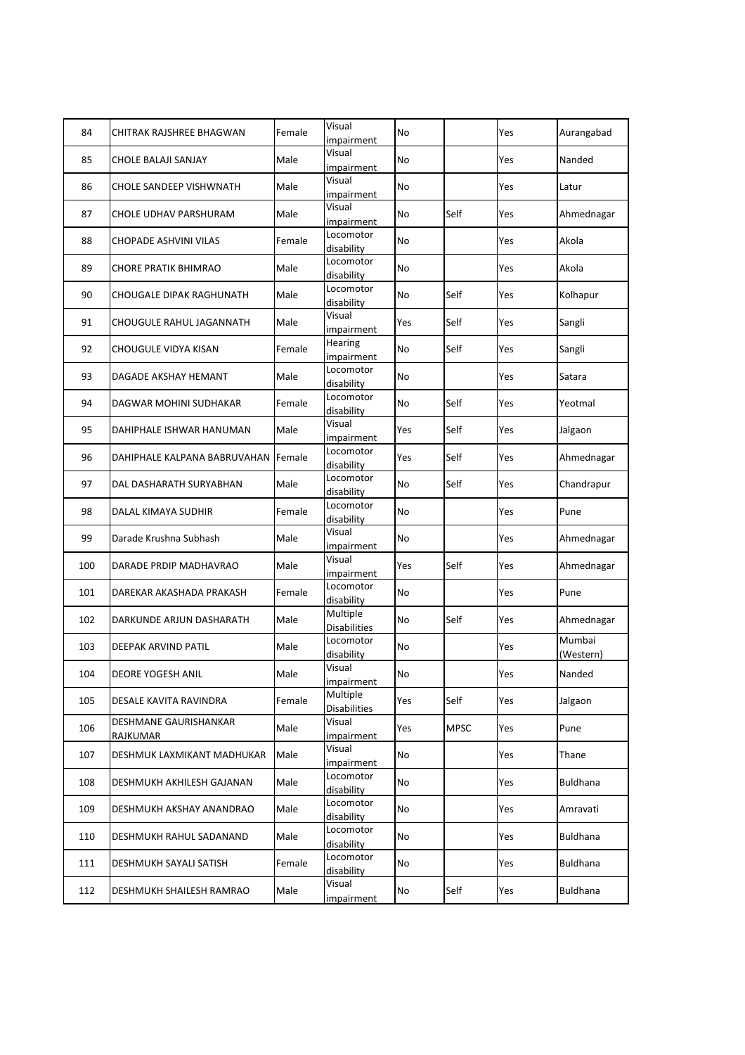| 84 | CHITRAK RAJSHREE BHAGWAN | Female | Visual impairment | No | | Yes | Aurangabad |
|---|---|---|---|---|---|---|---|
| 85 | CHOLE BALAJI SANJAY | Male | Visual impairment | No | | Yes | Nanded |
| 86 | CHOLE SANDEEP VISHWNATH | Male | Visual impairment | No | | Yes | Latur |
| 87 | CHOLE UDHAV PARSHURAM | Male | Visual impairment | No | Self | Yes | Ahmednagar |
| 88 | CHOPADE ASHVINI VILAS | Female | Locomotor disability | No | | Yes | Akola |
| 89 | CHORE PRATIK BHIMRAO | Male | Locomotor disability | No | | Yes | Akola |
| 90 | CHOUGALE DIPAK RAGHUNATH | Male | Locomotor disability | No | Self | Yes | Kolhapur |
| 91 | CHOUGULE RAHUL JAGANNATH | Male | Visual impairment | Yes | Self | Yes | Sangli |
| 92 | CHOUGULE VIDYA KISAN | Female | Hearing impairment | No | Self | Yes | Sangli |
| 93 | DAGADE AKSHAY HEMANT | Male | Locomotor disability | No | | Yes | Satara |
| 94 | DAGWAR MOHINI SUDHAKAR | Female | Locomotor disability | No | Self | Yes | Yeotmal |
| 95 | DAHIPHALE ISHWAR HANUMAN | Male | Visual impairment | Yes | Self | Yes | Jalgaon |
| 96 | DAHIPHALE KALPANA BABRUVAHAN | Female | Locomotor disability | Yes | Self | Yes | Ahmednagar |
| 97 | DAL DASHARATH SURYABHAN | Male | Locomotor disability | No | Self | Yes | Chandrapur |
| 98 | DALAL KIMAYA SUDHIR | Female | Locomotor disability | No | | Yes | Pune |
| 99 | Darade Krushna Subhash | Male | Visual impairment | No | | Yes | Ahmednagar |
| 100 | DARADE PRDIP MADHAVRAO | Male | Visual impairment | Yes | Self | Yes | Ahmednagar |
| 101 | DAREKAR AKASHADA PRAKASH | Female | Locomotor disability | No | | Yes | Pune |
| 102 | DARKUNDE ARJUN DASHARATH | Male | Multiple Disabilities | No | Self | Yes | Ahmednagar |
| 103 | DEEPAK ARVIND PATIL | Male | Locomotor disability | No | | Yes | Mumbai (Western) |
| 104 | DEORE YOGESH ANIL | Male | Visual impairment | No | | Yes | Nanded |
| 105 | DESALE KAVITA RAVINDRA | Female | Multiple Disabilities | Yes | Self | Yes | Jalgaon |
| 106 | DESHMANE GAURISHANKAR RAJKUMAR | Male | Visual impairment | Yes | MPSC | Yes | Pune |
| 107 | DESHMUK LAXMIKANT MADHUKAR | Male | Visual impairment | No | | Yes | Thane |
| 108 | DESHMUKH AKHILESH GAJANAN | Male | Locomotor disability | No | | Yes | Buldhana |
| 109 | DESHMUKH AKSHAY ANANDRAO | Male | Locomotor disability | No | | Yes | Amravati |
| 110 | DESHMUKH RAHUL SADANAND | Male | Locomotor disability | No | | Yes | Buldhana |
| 111 | DESHMUKH SAYALI SATISH | Female | Locomotor disability | No | | Yes | Buldhana |
| 112 | DESHMUKH SHAILESH RAMRAO | Male | Visual impairment | No | Self | Yes | Buldhana |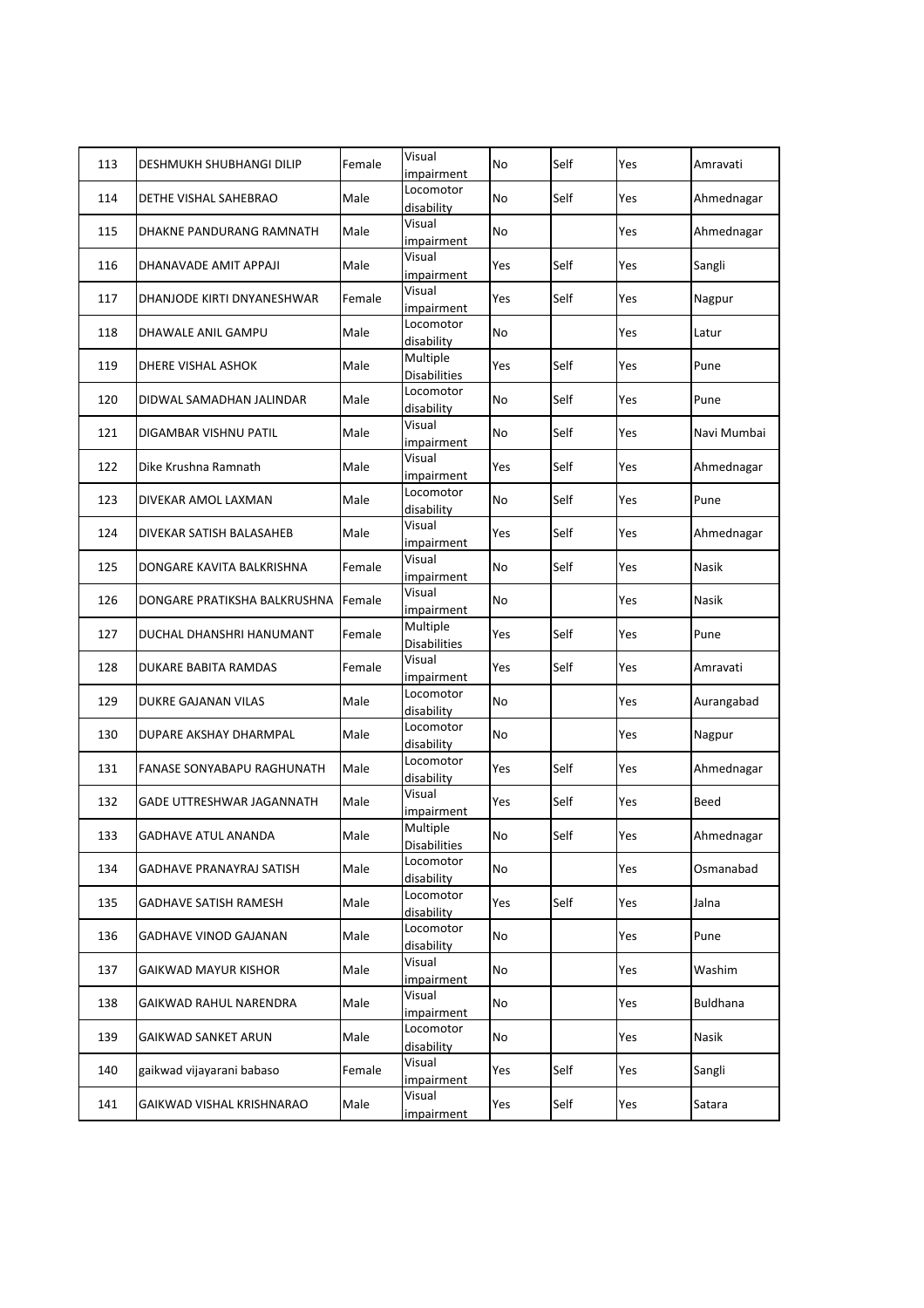| 113 | DESHMUKH SHUBHANGI DILIP | Female | Visual impairment | No | Self | Yes | Amravati |
|---|---|---|---|---|---|---|---|
| 114 | DETHE VISHAL SAHEBRAO | Male | Locomotor disability | No | Self | Yes | Ahmednagar |
| 115 | DHAKNE PANDURANG RAMNATH | Male | Visual impairment | No | | Yes | Ahmednagar |
| 116 | DHANAVADE AMIT APPAJI | Male | Visual impairment | Yes | Self | Yes | Sangli |
| 117 | DHANJODE KIRTI DNYANESHWAR | Female | Visual impairment | Yes | Self | Yes | Nagpur |
| 118 | DHAWALE ANIL GAMPU | Male | Locomotor disability | No | | Yes | Latur |
| 119 | DHERE VISHAL ASHOK | Male | Multiple Disabilities | Yes | Self | Yes | Pune |
| 120 | DIDWAL SAMADHAN JALINDAR | Male | Locomotor disability | No | Self | Yes | Pune |
| 121 | DIGAMBAR VISHNU PATIL | Male | Visual impairment | No | Self | Yes | Navi Mumbai |
| 122 | Dike Krushna Ramnath | Male | Visual impairment | Yes | Self | Yes | Ahmednagar |
| 123 | DIVEKAR AMOL LAXMAN | Male | Locomotor disability | No | Self | Yes | Pune |
| 124 | DIVEKAR SATISH BALASAHEB | Male | Visual impairment | Yes | Self | Yes | Ahmednagar |
| 125 | DONGARE KAVITA BALKRISHNA | Female | Visual impairment | No | Self | Yes | Nasik |
| 126 | DONGARE PRATIKSHA BALKRUSHNA | Female | Visual impairment | No | | Yes | Nasik |
| 127 | DUCHAL DHANSHRI HANUMANT | Female | Multiple Disabilities | Yes | Self | Yes | Pune |
| 128 | DUKARE BABITA RAMDAS | Female | Visual impairment | Yes | Self | Yes | Amravati |
| 129 | DUKRE GAJANAN VILAS | Male | Locomotor disability | No | | Yes | Aurangabad |
| 130 | DUPARE AKSHAY DHARMPAL | Male | Locomotor disability | No | | Yes | Nagpur |
| 131 | FANASE SONYABAPU RAGHUNATH | Male | Locomotor disability | Yes | Self | Yes | Ahmednagar |
| 132 | GADE UTTRESHWAR JAGANNATH | Male | Visual impairment | Yes | Self | Yes | Beed |
| 133 | GADHAVE ATUL ANANDA | Male | Multiple Disabilities | No | Self | Yes | Ahmednagar |
| 134 | GADHAVE PRANAYRAJ SATISH | Male | Locomotor disability | No | | Yes | Osmanabad |
| 135 | GADHAVE SATISH RAMESH | Male | Locomotor disability | Yes | Self | Yes | Jalna |
| 136 | GADHAVE VINOD GAJANAN | Male | Locomotor disability | No | | Yes | Pune |
| 137 | GAIKWAD MAYUR KISHOR | Male | Visual impairment | No | | Yes | Washim |
| 138 | GAIKWAD RAHUL NARENDRA | Male | Visual impairment | No | | Yes | Buldhana |
| 139 | GAIKWAD SANKET ARUN | Male | Locomotor disability | No | | Yes | Nasik |
| 140 | gaikwad vijayarani babaso | Female | Visual impairment | Yes | Self | Yes | Sangli |
| 141 | GAIKWAD VISHAL KRISHNARAO | Male | Visual impairment | Yes | Self | Yes | Satara |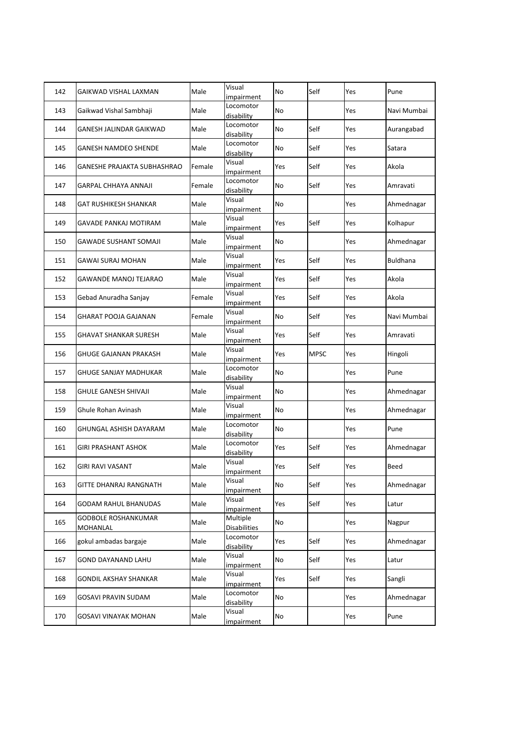| 142 | GAIKWAD VISHAL LAXMAN | Male | Visual impairment | No | Self | Yes | Pune |
|---|---|---|---|---|---|---|---|
| 143 | Gaikwad Vishal Sambhaji | Male | Locomotor disability | No | | Yes | Navi Mumbai |
| 144 | GANESH JALINDAR GAIKWAD | Male | Locomotor disability | No | Self | Yes | Aurangabad |
| 145 | GANESH NAMDEO SHENDE | Male | Locomotor disability | No | Self | Yes | Satara |
| 146 | GANESHE PRAJAKTA SUBHASHRAO | Female | Visual impairment | Yes | Self | Yes | Akola |
| 147 | GARPAL CHHAYA ANNAJI | Female | Locomotor disability | No | Self | Yes | Amravati |
| 148 | GAT RUSHIKESH SHANKAR | Male | Visual impairment | No | | Yes | Ahmednagar |
| 149 | GAVADE PANKAJ MOTIRAM | Male | Visual impairment | Yes | Self | Yes | Kolhapur |
| 150 | GAWADE SUSHANT SOMAJI | Male | Visual impairment | No | | Yes | Ahmednagar |
| 151 | GAWAI SURAJ MOHAN | Male | Visual impairment | Yes | Self | Yes | Buldhana |
| 152 | GAWANDE MANOJ TEJARAO | Male | Visual impairment | Yes | Self | Yes | Akola |
| 153 | Gebad Anuradha Sanjay | Female | Visual impairment | Yes | Self | Yes | Akola |
| 154 | GHARAT POOJA GAJANAN | Female | Visual impairment | No | Self | Yes | Navi Mumbai |
| 155 | GHAVAT SHANKAR SURESH | Male | Visual impairment | Yes | Self | Yes | Amravati |
| 156 | GHUGE GAJANAN PRAKASH | Male | Visual impairment | Yes | MPSC | Yes | Hingoli |
| 157 | GHUGE SANJAY MADHUKAR | Male | Locomotor disability | No | | Yes | Pune |
| 158 | GHULE GANESH SHIVAJI | Male | Visual impairment | No | | Yes | Ahmednagar |
| 159 | Ghule Rohan Avinash | Male | Visual impairment | No | | Yes | Ahmednagar |
| 160 | GHUNGAL ASHISH DAYARAM | Male | Locomotor disability | No | | Yes | Pune |
| 161 | GIRI PRASHANT ASHOK | Male | Locomotor disability | Yes | Self | Yes | Ahmednagar |
| 162 | GIRI RAVI VASANT | Male | Visual impairment | Yes | Self | Yes | Beed |
| 163 | GITTE DHANRAJ RANGNATH | Male | Visual impairment | No | Self | Yes | Ahmednagar |
| 164 | GODAM RAHUL BHANUDAS | Male | Visual impairment | Yes | Self | Yes | Latur |
| 165 | GODBOLE ROSHANKUMAR MOHANLAL | Male | Multiple Disabilities | No | | Yes | Nagpur |
| 166 | gokul ambadas bargaje | Male | Locomotor disability | Yes | Self | Yes | Ahmednagar |
| 167 | GOND DAYANAND LAHU | Male | Visual impairment | No | Self | Yes | Latur |
| 168 | GONDIL AKSHAY SHANKAR | Male | Visual impairment | Yes | Self | Yes | Sangli |
| 169 | GOSAVI PRAVIN SUDAM | Male | Locomotor disability | No | | Yes | Ahmednagar |
| 170 | GOSAVI VINAYAK MOHAN | Male | Visual impairment | No | | Yes | Pune |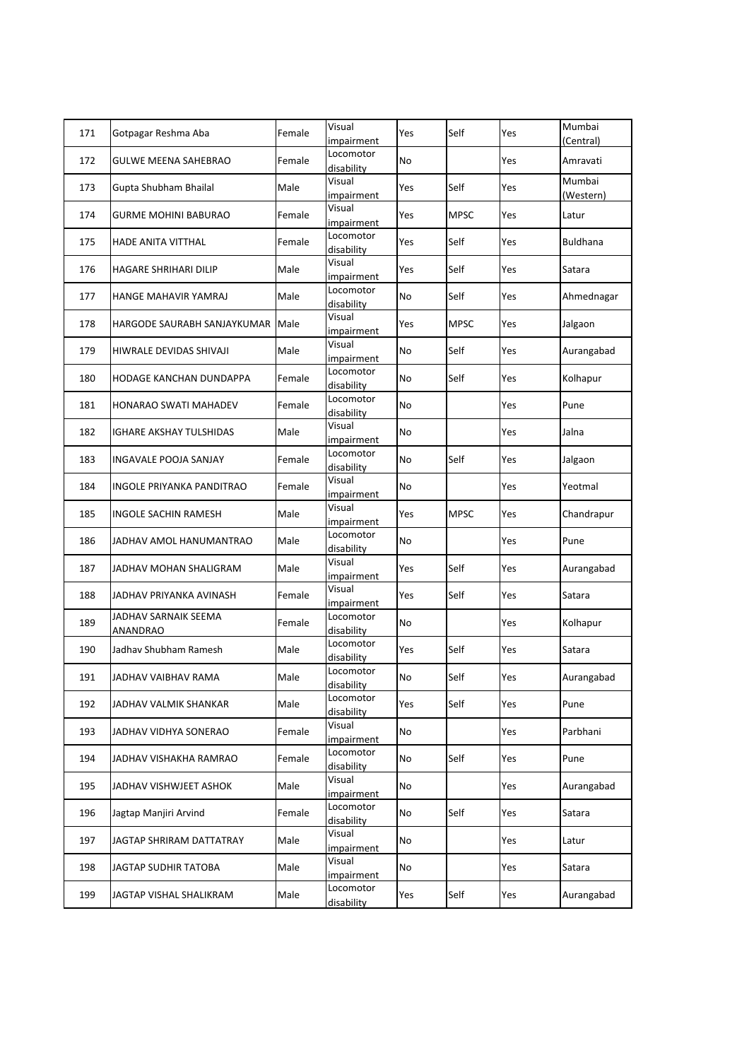| 171 | Gotpagar Reshma Aba | Female | Visual impairment | Yes | Self | Yes | Mumbai (Central) |
|---|---|---|---|---|---|---|---|
| 172 | GULWE MEENA SAHEBRAO | Female | Locomotor disability | No | | Yes | Amravati |
| 173 | Gupta Shubham Bhailal | Male | Visual impairment | Yes | Self | Yes | Mumbai (Western) |
| 174 | GURME MOHINI BABURAO | Female | Visual impairment | Yes | MPSC | Yes | Latur |
| 175 | HADE ANITA VITTHAL | Female | Locomotor disability | Yes | Self | Yes | Buldhana |
| 176 | HAGARE SHRIHARI DILIP | Male | Visual impairment | Yes | Self | Yes | Satara |
| 177 | HANGE MAHAVIR YAMRAJ | Male | Locomotor disability | No | Self | Yes | Ahmednagar |
| 178 | HARGODE SAURABH SANJAYKUMAR | Male | Visual impairment | Yes | MPSC | Yes | Jalgaon |
| 179 | HIWRALE DEVIDAS SHIVAJI | Male | Visual impairment | No | Self | Yes | Aurangabad |
| 180 | HODAGE KANCHAN DUNDAPPA | Female | Locomotor disability | No | Self | Yes | Kolhapur |
| 181 | HONARAO SWATI MAHADEV | Female | Locomotor disability | No | | Yes | Pune |
| 182 | IGHARE AKSHAY TULSHIDAS | Male | Visual impairment | No | | Yes | Jalna |
| 183 | INGAVALE POOJA SANJAY | Female | Locomotor disability | No | Self | Yes | Jalgaon |
| 184 | INGOLE PRIYANKA PANDITRAO | Female | Visual impairment | No | | Yes | Yeotmal |
| 185 | INGOLE SACHIN RAMESH | Male | Visual impairment | Yes | MPSC | Yes | Chandrapur |
| 186 | JADHAV AMOL HANUMANTRAO | Male | Locomotor disability | No | | Yes | Pune |
| 187 | JADHAV MOHAN SHALIGRAM | Male | Visual impairment | Yes | Self | Yes | Aurangabad |
| 188 | JADHAV PRIYANKA AVINASH | Female | Visual impairment | Yes | Self | Yes | Satara |
| 189 | JADHAV SARNAIK SEEMA ANANDRAO | Female | Locomotor disability | No | | Yes | Kolhapur |
| 190 | Jadhav Shubham Ramesh | Male | Locomotor disability | Yes | Self | Yes | Satara |
| 191 | JADHAV VAIBHAV RAMA | Male | Locomotor disability | No | Self | Yes | Aurangabad |
| 192 | JADHAV VALMIK SHANKAR | Male | Locomotor disability | Yes | Self | Yes | Pune |
| 193 | JADHAV VIDHYA SONERAO | Female | Visual impairment | No | | Yes | Parbhani |
| 194 | JADHAV VISHAKHA RAMRAO | Female | Locomotor disability | No | Self | Yes | Pune |
| 195 | JADHAV VISHWJEET ASHOK | Male | Visual impairment | No | | Yes | Aurangabad |
| 196 | Jagtap Manjiri Arvind | Female | Locomotor disability | No | Self | Yes | Satara |
| 197 | JAGTAP SHRIRAM DATTATRAY | Male | Visual impairment | No | | Yes | Latur |
| 198 | JAGTAP SUDHIR TATOBA | Male | Visual impairment | No | | Yes | Satara |
| 199 | JAGTAP VISHAL SHALIKRAM | Male | Locomotor disability | Yes | Self | Yes | Aurangabad |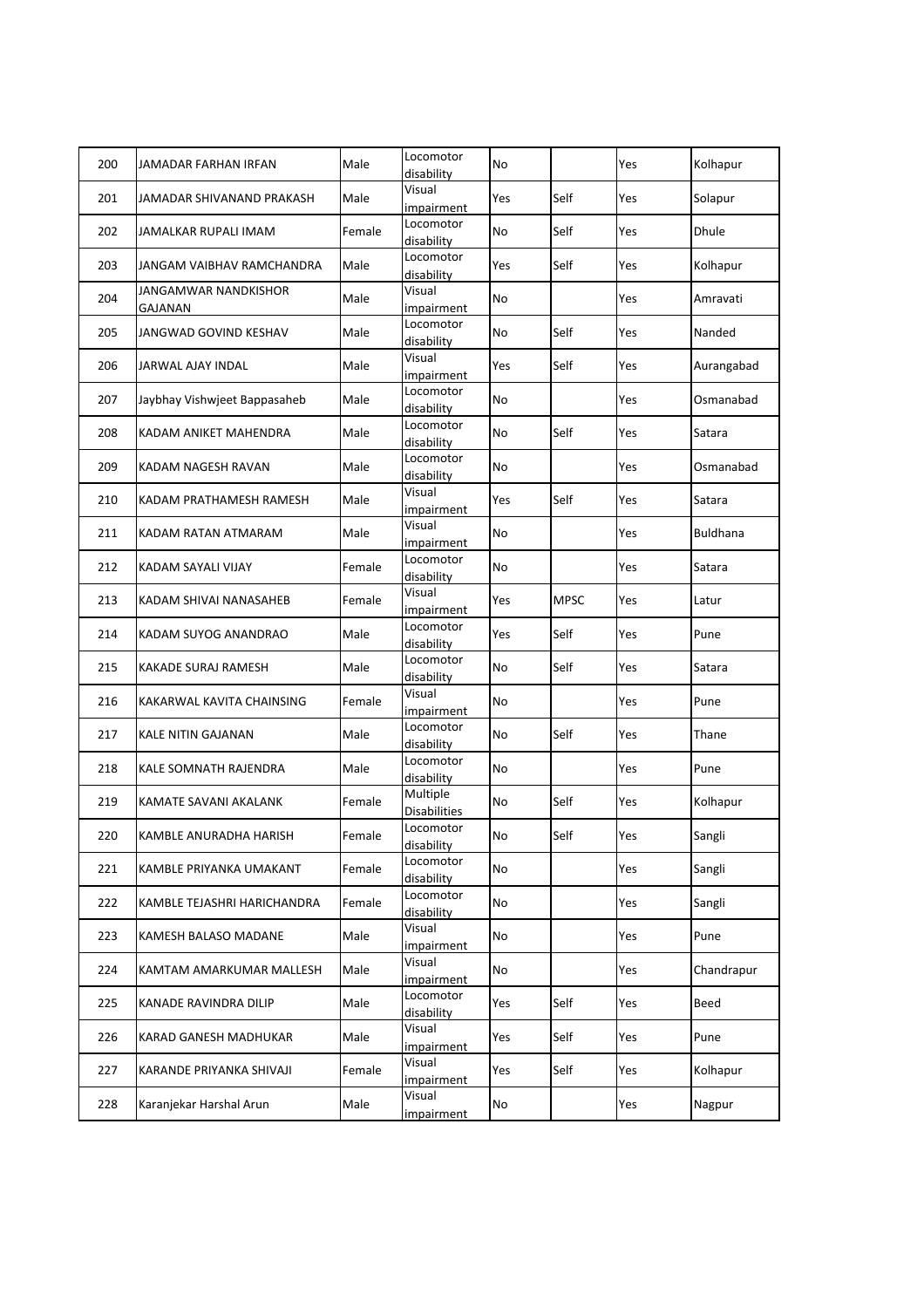| 200 | JAMADAR FARHAN IRFAN | Male | Locomotor disability | No | | Yes | Kolhapur |
|---|---|---|---|---|---|---|---|
| 201 | JAMADAR SHIVANAND PRAKASH | Male | Visual impairment | Yes | Self | Yes | Solapur |
| 202 | JAMALKAR RUPALI IMAM | Female | Locomotor disability | No | Self | Yes | Dhule |
| 203 | JANGAM VAIBHAV RAMCHANDRA | Male | Locomotor disability | Yes | Self | Yes | Kolhapur |
| 204 | JANGAMWAR NANDKISHOR GAJANAN | Male | Visual impairment | No | | Yes | Amravati |
| 205 | JANGWAD GOVIND KESHAV | Male | Locomotor disability | No | Self | Yes | Nanded |
| 206 | JARWAL AJAY INDAL | Male | Visual impairment | Yes | Self | Yes | Aurangabad |
| 207 | Jaybhay Vishwjeet Bappasaheb | Male | Locomotor disability | No | | Yes | Osmanabad |
| 208 | KADAM ANIKET MAHENDRA | Male | Locomotor disability | No | Self | Yes | Satara |
| 209 | KADAM NAGESH RAVAN | Male | Locomotor disability | No | | Yes | Osmanabad |
| 210 | KADAM PRATHAMESH RAMESH | Male | Visual impairment | Yes | Self | Yes | Satara |
| 211 | KADAM RATAN ATMARAM | Male | Visual impairment | No | | Yes | Buldhana |
| 212 | KADAM SAYALI VIJAY | Female | Locomotor disability | No | | Yes | Satara |
| 213 | KADAM SHIVAI NANASAHEB | Female | Visual impairment | Yes | MPSC | Yes | Latur |
| 214 | KADAM SUYOG ANANDRAO | Male | Locomotor disability | Yes | Self | Yes | Pune |
| 215 | KAKADE SURAJ RAMESH | Male | Locomotor disability | No | Self | Yes | Satara |
| 216 | KAKARWAL KAVITA CHAINSING | Female | Visual impairment | No | | Yes | Pune |
| 217 | KALE NITIN GAJANAN | Male | Locomotor disability | No | Self | Yes | Thane |
| 218 | KALE SOMNATH RAJENDRA | Male | Locomotor disability | No | | Yes | Pune |
| 219 | KAMATE SAVANI AKALANK | Female | Multiple Disabilities | No | Self | Yes | Kolhapur |
| 220 | KAMBLE ANURADHA HARISH | Female | Locomotor disability | No | Self | Yes | Sangli |
| 221 | KAMBLE PRIYANKA UMAKANT | Female | Locomotor disability | No | | Yes | Sangli |
| 222 | KAMBLE TEJASHRI HARICHANDRA | Female | Locomotor disability | No | | Yes | Sangli |
| 223 | KAMESH BALASO MADANE | Male | Visual impairment | No | | Yes | Pune |
| 224 | KAMTAM AMARKUMAR MALLESH | Male | Visual impairment | No | | Yes | Chandrapur |
| 225 | KANADE RAVINDRA DILIP | Male | Locomotor disability | Yes | Self | Yes | Beed |
| 226 | KARAD GANESH MADHUKAR | Male | Visual impairment | Yes | Self | Yes | Pune |
| 227 | KARANDE PRIYANKA SHIVAJI | Female | Visual impairment | Yes | Self | Yes | Kolhapur |
| 228 | Karanjekar Harshal Arun | Male | Visual impairment | No | | Yes | Nagpur |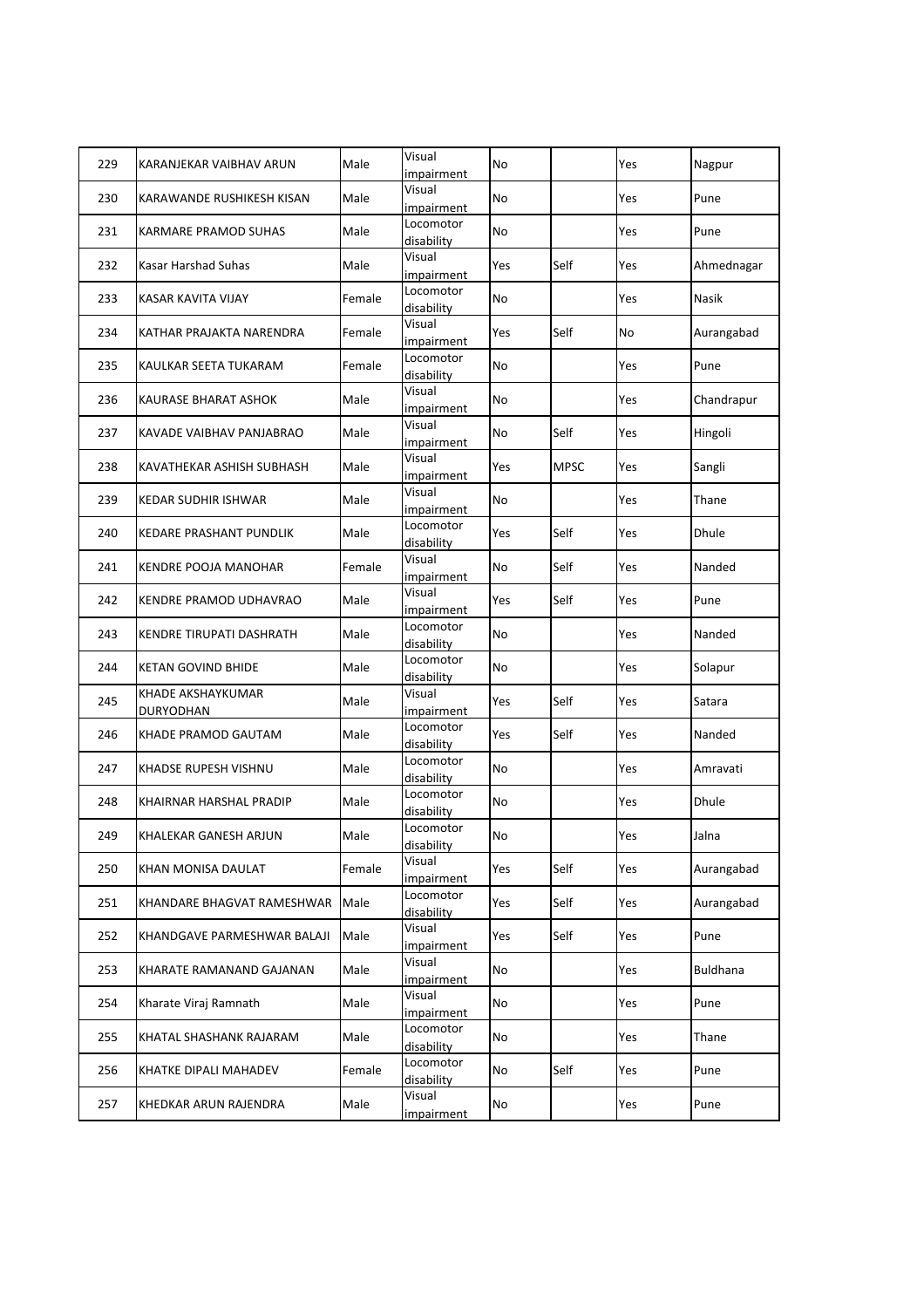| | | | | | | | |
|---|---|---|---|---|---|---|---|
| 229 | KARANJEKAR VAIBHAV ARUN | Male | Visual impairment | No | | Yes | Nagpur |
| 230 | KARAWANDE RUSHIKESH KISAN | Male | Visual impairment | No | | Yes | Pune |
| 231 | KARMARE PRAMOD SUHAS | Male | Locomotor disability | No | | Yes | Pune |
| 232 | Kasar Harshad Suhas | Male | Visual impairment | Yes | Self | Yes | Ahmednagar |
| 233 | KASAR KAVITA VIJAY | Female | Locomotor disability | No | | Yes | Nasik |
| 234 | KATHAR PRAJAKTA NARENDRA | Female | Visual impairment | Yes | Self | No | Aurangabad |
| 235 | KAULKAR SEETA TUKARAM | Female | Locomotor disability | No | | Yes | Pune |
| 236 | KAURASE BHARAT ASHOK | Male | Visual impairment | No | | Yes | Chandrapur |
| 237 | KAVADE VAIBHAV PANJABRAO | Male | Visual impairment | No | Self | Yes | Hingoli |
| 238 | KAVATHEKAR ASHISH SUBHASH | Male | Visual impairment | Yes | MPSC | Yes | Sangli |
| 239 | KEDAR SUDHIR ISHWAR | Male | Visual impairment | No | | Yes | Thane |
| 240 | KEDARE PRASHANT PUNDLIK | Male | Locomotor disability | Yes | Self | Yes | Dhule |
| 241 | KENDRE POOJA MANOHAR | Female | Visual impairment | No | Self | Yes | Nanded |
| 242 | KENDRE PRAMOD UDHAVRAO | Male | Visual impairment | Yes | Self | Yes | Pune |
| 243 | KENDRE TIRUPATI DASHRATH | Male | Locomotor disability | No | | Yes | Nanded |
| 244 | KETAN GOVIND BHIDE | Male | Locomotor disability | No | | Yes | Solapur |
| 245 | KHADE AKSHAYKUMAR DURYODHAN | Male | Visual impairment | Yes | Self | Yes | Satara |
| 246 | KHADE PRAMOD GAUTAM | Male | Locomotor disability | Yes | Self | Yes | Nanded |
| 247 | KHADSE RUPESH VISHNU | Male | Locomotor disability | No | | Yes | Amravati |
| 248 | KHAIRNAR HARSHAL PRADIP | Male | Locomotor disability | No | | Yes | Dhule |
| 249 | KHALEKAR GANESH ARJUN | Male | Locomotor disability | No | | Yes | Jalna |
| 250 | KHAN MONISA DAULAT | Female | Visual impairment | Yes | Self | Yes | Aurangabad |
| 251 | KHANDARE BHAGVAT RAMESHWAR | Male | Locomotor disability | Yes | Self | Yes | Aurangabad |
| 252 | KHANDGAVE PARMESHWAR BALAJI | Male | Visual impairment | Yes | Self | Yes | Pune |
| 253 | KHARATE RAMANAND GAJANAN | Male | Visual impairment | No | | Yes | Buldhana |
| 254 | Kharate Viraj Ramnath | Male | Visual impairment | No | | Yes | Pune |
| 255 | KHATAL SHASHANK RAJARAM | Male | Locomotor disability | No | | Yes | Thane |
| 256 | KHATKE DIPALI MAHADEV | Female | Locomotor disability | No | Self | Yes | Pune |
| 257 | KHEDKAR ARUN RAJENDRA | Male | Visual impairment | No | | Yes | Pune |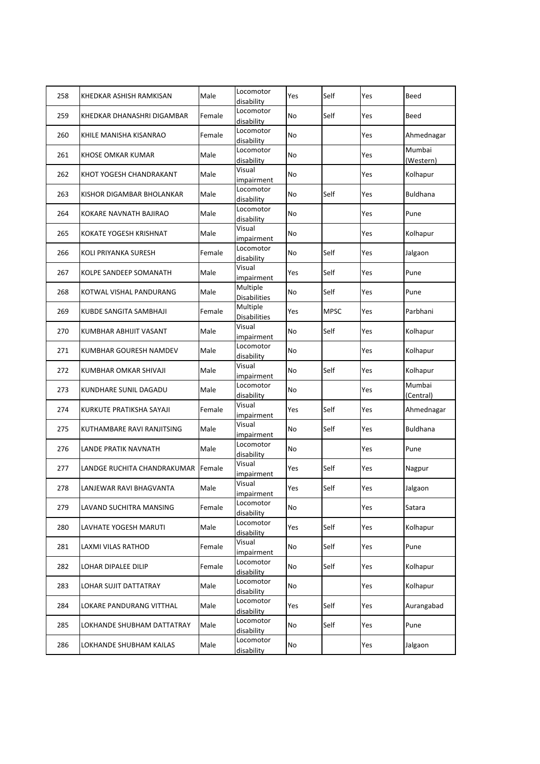| 258 | KHEDKAR ASHISH RAMKISAN | Male | Locomotor disability | Yes | Self | Yes | Beed |
|---|---|---|---|---|---|---|---|
| 259 | KHEDKAR DHANASHRI DIGAMBAR | Female | Locomotor disability | No | Self | Yes | Beed |
| 260 | KHILE MANISHA KISANRAO | Female | Locomotor disability | No | | Yes | Ahmednagar |
| 261 | KHOSE OMKAR KUMAR | Male | Locomotor disability | No | | Yes | Mumbai (Western) |
| 262 | KHOT YOGESH CHANDRAKANT | Male | Visual impairment | No | | Yes | Kolhapur |
| 263 | KISHOR DIGAMBAR BHOLANKAR | Male | Locomotor disability | No | Self | Yes | Buldhana |
| 264 | KOKARE NAVNATH BAJIRAO | Male | Locomotor disability | No | | Yes | Pune |
| 265 | KOKATE YOGESH KRISHNAT | Male | Visual impairment | No | | Yes | Kolhapur |
| 266 | KOLI PRIYANKA SURESH | Female | Locomotor disability | No | Self | Yes | Jalgaon |
| 267 | KOLPE SANDEEP SOMANATH | Male | Visual impairment | Yes | Self | Yes | Pune |
| 268 | KOTWAL VISHAL PANDURANG | Male | Multiple Disabilities | No | Self | Yes | Pune |
| 269 | KUBDE SANGITA SAMBHAJI | Female | Multiple Disabilities | Yes | MPSC | Yes | Parbhani |
| 270 | KUMBHAR ABHIJIT VASANT | Male | Visual impairment | No | Self | Yes | Kolhapur |
| 271 | KUMBHAR GOURESH NAMDEV | Male | Locomotor disability | No | | Yes | Kolhapur |
| 272 | KUMBHAR OMKAR SHIVAJI | Male | Visual impairment | No | Self | Yes | Kolhapur |
| 273 | KUNDHARE SUNIL DAGADU | Male | Locomotor disability | No | | Yes | Mumbai (Central) |
| 274 | KURKUTE PRATIKSHA SAYAJI | Female | Visual impairment | Yes | Self | Yes | Ahmednagar |
| 275 | KUTHAMBARE RAVI RANJITSING | Male | Visual impairment | No | Self | Yes | Buldhana |
| 276 | LANDE PRATIK NAVNATH | Male | Locomotor disability | No | | Yes | Pune |
| 277 | LANDGE RUCHITA CHANDRAKUMAR | Female | Visual impairment | Yes | Self | Yes | Nagpur |
| 278 | LANJEWAR RAVI BHAGVANTA | Male | Visual impairment | Yes | Self | Yes | Jalgaon |
| 279 | LAVAND SUCHITRA MANSING | Female | Locomotor disability | No | | Yes | Satara |
| 280 | LAVHATE YOGESH MARUTI | Male | Locomotor disability | Yes | Self | Yes | Kolhapur |
| 281 | LAXMI VILAS RATHOD | Female | Visual impairment | No | Self | Yes | Pune |
| 282 | LOHAR DIPALEE DILIP | Female | Locomotor disability | No | Self | Yes | Kolhapur |
| 283 | LOHAR SUJIT DATTATRAY | Male | Locomotor disability | No | | Yes | Kolhapur |
| 284 | LOKARE PANDURANG VITTHAL | Male | Locomotor disability | Yes | Self | Yes | Aurangabad |
| 285 | LOKHANDE SHUBHAM DATTATRAY | Male | Locomotor disability | No | Self | Yes | Pune |
| 286 | LOKHANDE SHUBHAM KAILAS | Male | Locomotor disability | No | | Yes | Jalgaon |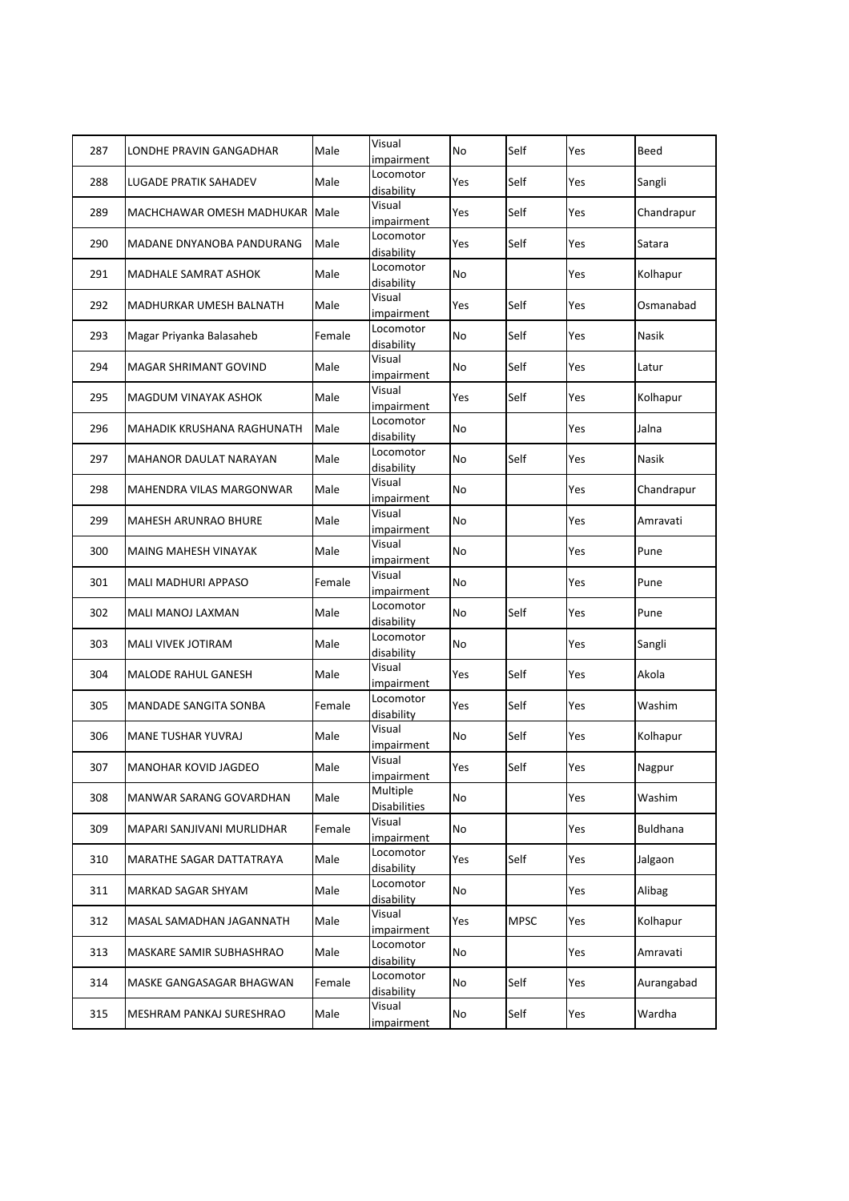| 287 | LONDHE PRAVIN GANGADHAR | Male | Visual impairment | No | Self | Yes | Beed |
|---|---|---|---|---|---|---|---|
| 288 | LUGADE PRATIK SAHADEV | Male | Locomotor disability | Yes | Self | Yes | Sangli |
| 289 | MACHCHAWAR OMESH MADHUKAR | Male | Visual impairment | Yes | Self | Yes | Chandrapur |
| 290 | MADANE DNYANOBA PANDURANG | Male | Locomotor disability | Yes | Self | Yes | Satara |
| 291 | MADHALE SAMRAT ASHOK | Male | Locomotor disability | No | | Yes | Kolhapur |
| 292 | MADHURKAR UMESH BALNATH | Male | Visual impairment | Yes | Self | Yes | Osmanabad |
| 293 | Magar Priyanka Balasaheb | Female | Locomotor disability | No | Self | Yes | Nasik |
| 294 | MAGAR SHRIMANT GOVIND | Male | Visual impairment | No | Self | Yes | Latur |
| 295 | MAGDUM VINAYAK ASHOK | Male | Visual impairment | Yes | Self | Yes | Kolhapur |
| 296 | MAHADIK KRUSHANA RAGHUNATH | Male | Locomotor disability | No | | Yes | Jalna |
| 297 | MAHANOR DAULAT NARAYAN | Male | Locomotor disability | No | Self | Yes | Nasik |
| 298 | MAHENDRA VILAS MARGONWAR | Male | Visual impairment | No | | Yes | Chandrapur |
| 299 | MAHESH ARUNRAO BHURE | Male | Visual impairment | No | | Yes | Amravati |
| 300 | MAING MAHESH VINAYAK | Male | Visual impairment | No | | Yes | Pune |
| 301 | MALI MADHURI APPASO | Female | Visual impairment | No | | Yes | Pune |
| 302 | MALI MANOJ LAXMAN | Male | Locomotor disability | No | Self | Yes | Pune |
| 303 | MALI VIVEK JOTIRAM | Male | Locomotor disability | No | | Yes | Sangli |
| 304 | MALODE RAHUL GANESH | Male | Visual impairment | Yes | Self | Yes | Akola |
| 305 | MANDADE SANGITA SONBA | Female | Locomotor disability | Yes | Self | Yes | Washim |
| 306 | MANE TUSHAR YUVRAJ | Male | Visual impairment | No | Self | Yes | Kolhapur |
| 307 | MANOHAR KOVID JAGDEO | Male | Visual impairment | Yes | Self | Yes | Nagpur |
| 308 | MANWAR SARANG GOVARDHAN | Male | Multiple Disabilities | No | | Yes | Washim |
| 309 | MAPARI SANJIVANI MURLIDHAR | Female | Visual impairment | No | | Yes | Buldhana |
| 310 | MARATHE SAGAR DATTATRAYA | Male | Locomotor disability | Yes | Self | Yes | Jalgaon |
| 311 | MARKAD SAGAR SHYAM | Male | Locomotor disability | No | | Yes | Alibag |
| 312 | MASAL SAMADHAN JAGANNATH | Male | Visual impairment | Yes | MPSC | Yes | Kolhapur |
| 313 | MASKARE SAMIR SUBHASHRAO | Male | Locomotor disability | No | | Yes | Amravati |
| 314 | MASKE GANGASAGAR BHAGWAN | Female | Locomotor disability | No | Self | Yes | Aurangabad |
| 315 | MESHRAM PANKAJ SURESHRAO | Male | Visual impairment | No | Self | Yes | Wardha |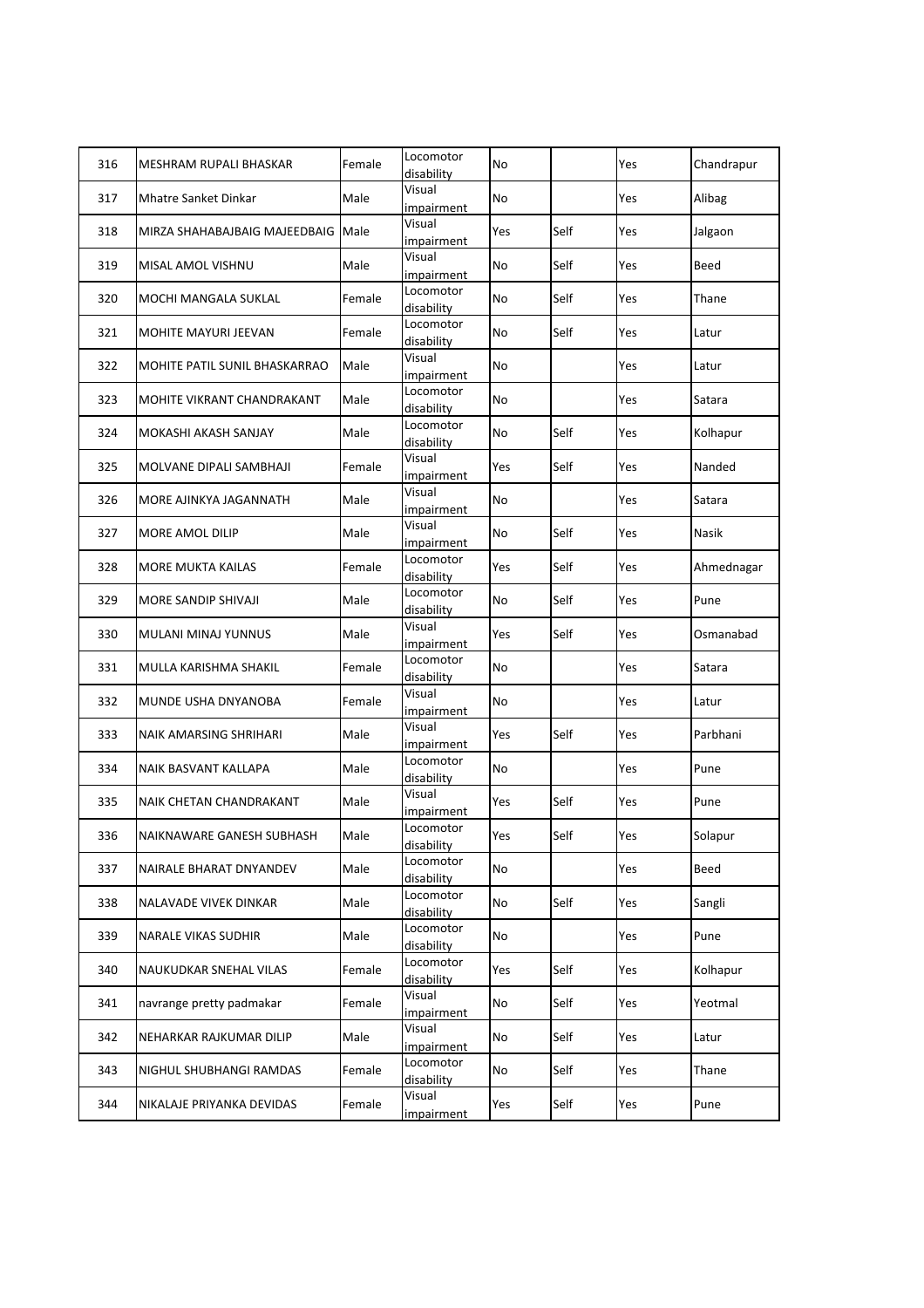| 316 | MESHRAM RUPALI BHASKAR | Female | Locomotor disability | No | | Yes | Chandrapur |
|---|---|---|---|---|---|---|---|
| 317 | Mhatre Sanket Dinkar | Male | Visual impairment | No | | Yes | Alibag |
| 318 | MIRZA SHAHABAJBAIG MAJEEDBAIG | Male | Visual impairment | Yes | Self | Yes | Jalgaon |
| 319 | MISAL AMOL VISHNU | Male | Visual impairment | No | Self | Yes | Beed |
| 320 | MOCHI MANGALA SUKLAL | Female | Locomotor disability | No | Self | Yes | Thane |
| 321 | MOHITE MAYURI JEEVAN | Female | Locomotor disability | No | Self | Yes | Latur |
| 322 | MOHITE PATIL SUNIL BHASKARRAO | Male | Visual impairment | No | | Yes | Latur |
| 323 | MOHITE VIKRANT CHANDRAKANT | Male | Locomotor disability | No | | Yes | Satara |
| 324 | MOKASHI AKASH SANJAY | Male | Locomotor disability | No | Self | Yes | Kolhapur |
| 325 | MOLVANE DIPALI SAMBHAJI | Female | Visual impairment | Yes | Self | Yes | Nanded |
| 326 | MORE AJINKYA JAGANNATH | Male | Visual impairment | No | | Yes | Satara |
| 327 | MORE AMOL DILIP | Male | Visual impairment | No | Self | Yes | Nasik |
| 328 | MORE MUKTA KAILAS | Female | Locomotor disability | Yes | Self | Yes | Ahmednagar |
| 329 | MORE SANDIP SHIVAJI | Male | Locomotor disability | No | Self | Yes | Pune |
| 330 | MULANI MINAJ YUNNUS | Male | Visual impairment | Yes | Self | Yes | Osmanabad |
| 331 | MULLA KARISHMA SHAKIL | Female | Locomotor disability | No | | Yes | Satara |
| 332 | MUNDE USHA DNYANOBA | Female | Visual impairment | No | | Yes | Latur |
| 333 | NAIK AMARSING SHRIHARI | Male | Visual impairment | Yes | Self | Yes | Parbhani |
| 334 | NAIK BASVANT KALLAPA | Male | Locomotor disability | No | | Yes | Pune |
| 335 | NAIK CHETAN CHANDRAKANT | Male | Visual impairment | Yes | Self | Yes | Pune |
| 336 | NAIKNAWARE GANESH SUBHASH | Male | Locomotor disability | Yes | Self | Yes | Solapur |
| 337 | NAIRALE BHARAT DNYANDEV | Male | Locomotor disability | No | | Yes | Beed |
| 338 | NALAVADE VIVEK DINKAR | Male | Locomotor disability | No | Self | Yes | Sangli |
| 339 | NARALE VIKAS SUDHIR | Male | Locomotor disability | No | | Yes | Pune |
| 340 | NAUKUDKAR SNEHAL VILAS | Female | Locomotor disability | Yes | Self | Yes | Kolhapur |
| 341 | navrange pretty padmakar | Female | Visual impairment | No | Self | Yes | Yeotmal |
| 342 | NEHARKAR RAJKUMAR DILIP | Male | Visual impairment | No | Self | Yes | Latur |
| 343 | NIGHUL SHUBHANGI RAMDAS | Female | Locomotor disability | No | Self | Yes | Thane |
| 344 | NIKALAJE PRIYANKA DEVIDAS | Female | Visual impairment | Yes | Self | Yes | Pune |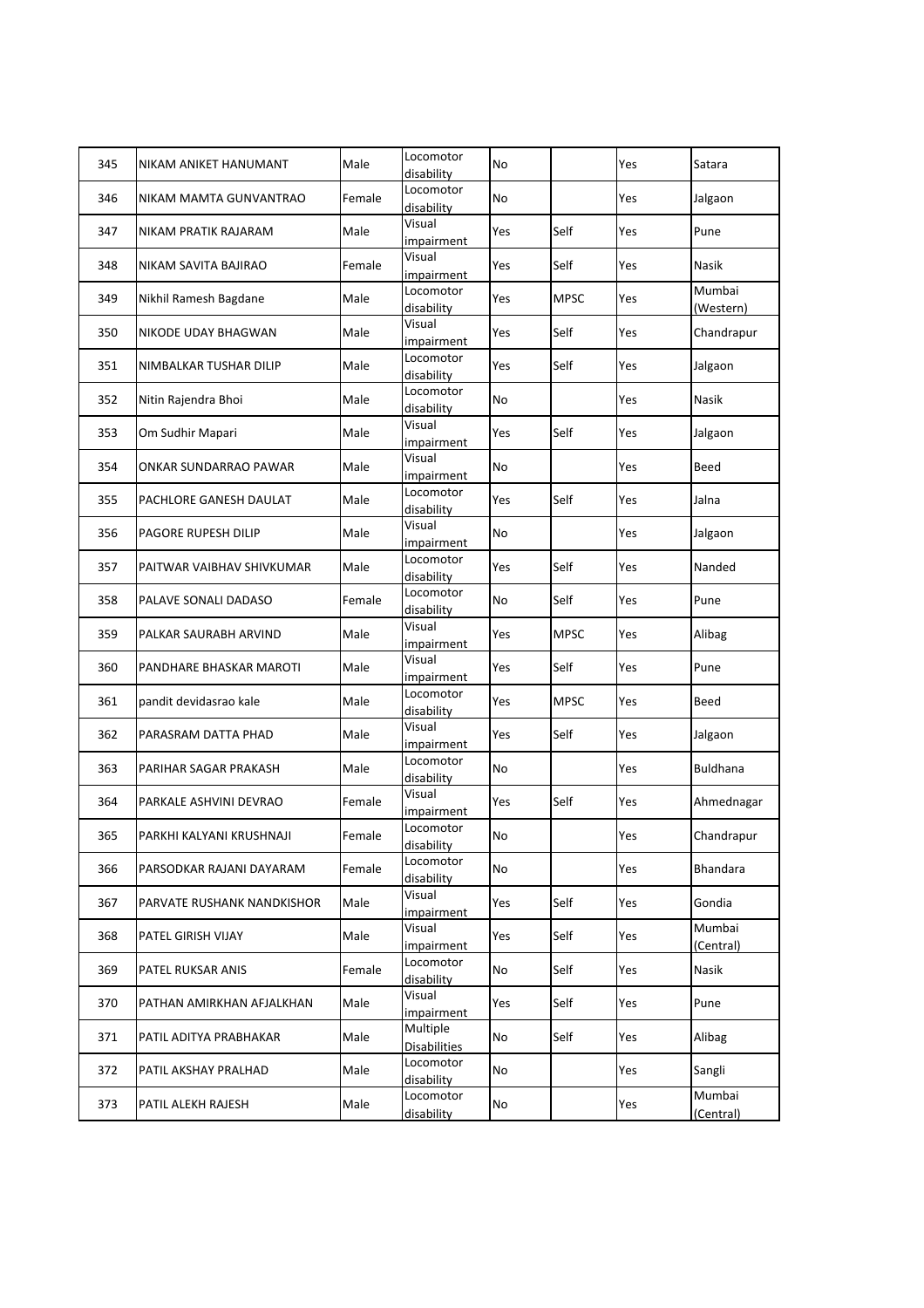| | | | | | | | |
|---|---|---|---|---|---|---|---|
| 345 | NIKAM ANIKET HANUMANT | Male | Locomotor disability | No | | Yes | Satara |
| 346 | NIKAM MAMTA GUNVANTRAO | Female | Locomotor disability | No | | Yes | Jalgaon |
| 347 | NIKAM PRATIK RAJARAM | Male | Visual impairment | Yes | Self | Yes | Pune |
| 348 | NIKAM SAVITA BAJIRAO | Female | Visual impairment | Yes | Self | Yes | Nasik |
| 349 | Nikhil Ramesh Bagdane | Male | Locomotor disability | Yes | MPSC | Yes | Mumbai (Western) |
| 350 | NIKODE UDAY BHAGWAN | Male | Visual impairment | Yes | Self | Yes | Chandrapur |
| 351 | NIMBALKAR TUSHAR DILIP | Male | Locomotor disability | Yes | Self | Yes | Jalgaon |
| 352 | Nitin Rajendra Bhoi | Male | Locomotor disability | No | | Yes | Nasik |
| 353 | Om Sudhir Mapari | Male | Visual impairment | Yes | Self | Yes | Jalgaon |
| 354 | ONKAR SUNDARRAO PAWAR | Male | Visual impairment | No | | Yes | Beed |
| 355 | PACHLORE GANESH DAULAT | Male | Locomotor disability | Yes | Self | Yes | Jalna |
| 356 | PAGORE RUPESH DILIP | Male | Visual impairment | No | | Yes | Jalgaon |
| 357 | PAITWAR VAIBHAV SHIVKUMAR | Male | Locomotor disability | Yes | Self | Yes | Nanded |
| 358 | PALAVE SONALI DADASO | Female | Locomotor disability | No | Self | Yes | Pune |
| 359 | PALKAR SAURABH ARVIND | Male | Visual impairment | Yes | MPSC | Yes | Alibag |
| 360 | PANDHARE BHASKAR MAROTI | Male | Visual impairment | Yes | Self | Yes | Pune |
| 361 | pandit devidasrao kale | Male | Locomotor disability | Yes | MPSC | Yes | Beed |
| 362 | PARASRAM DATTA PHAD | Male | Visual impairment | Yes | Self | Yes | Jalgaon |
| 363 | PARIHAR SAGAR PRAKASH | Male | Locomotor disability | No | | Yes | Buldhana |
| 364 | PARKALE ASHVINI DEVRAO | Female | Visual impairment | Yes | Self | Yes | Ahmednagar |
| 365 | PARKHI KALYANI KRUSHNAJI | Female | Locomotor disability | No | | Yes | Chandrapur |
| 366 | PARSODKAR RAJANI DAYARAM | Female | Locomotor disability | No | | Yes | Bhandara |
| 367 | PARVATE RUSHANK NANDKISHOR | Male | Visual impairment | Yes | Self | Yes | Gondia |
| 368 | PATEL GIRISH VIJAY | Male | Visual impairment | Yes | Self | Yes | Mumbai (Central) |
| 369 | PATEL RUKSAR ANIS | Female | Locomotor disability | No | Self | Yes | Nasik |
| 370 | PATHAN AMIRKHAN AFJALKHAN | Male | Visual impairment | Yes | Self | Yes | Pune |
| 371 | PATIL ADITYA PRABHAKAR | Male | Multiple Disabilities | No | Self | Yes | Alibag |
| 372 | PATIL AKSHAY PRALHAD | Male | Locomotor disability | No | | Yes | Sangli |
| 373 | PATIL ALEKH RAJESH | Male | Locomotor disability | No | | Yes | Mumbai (Central) |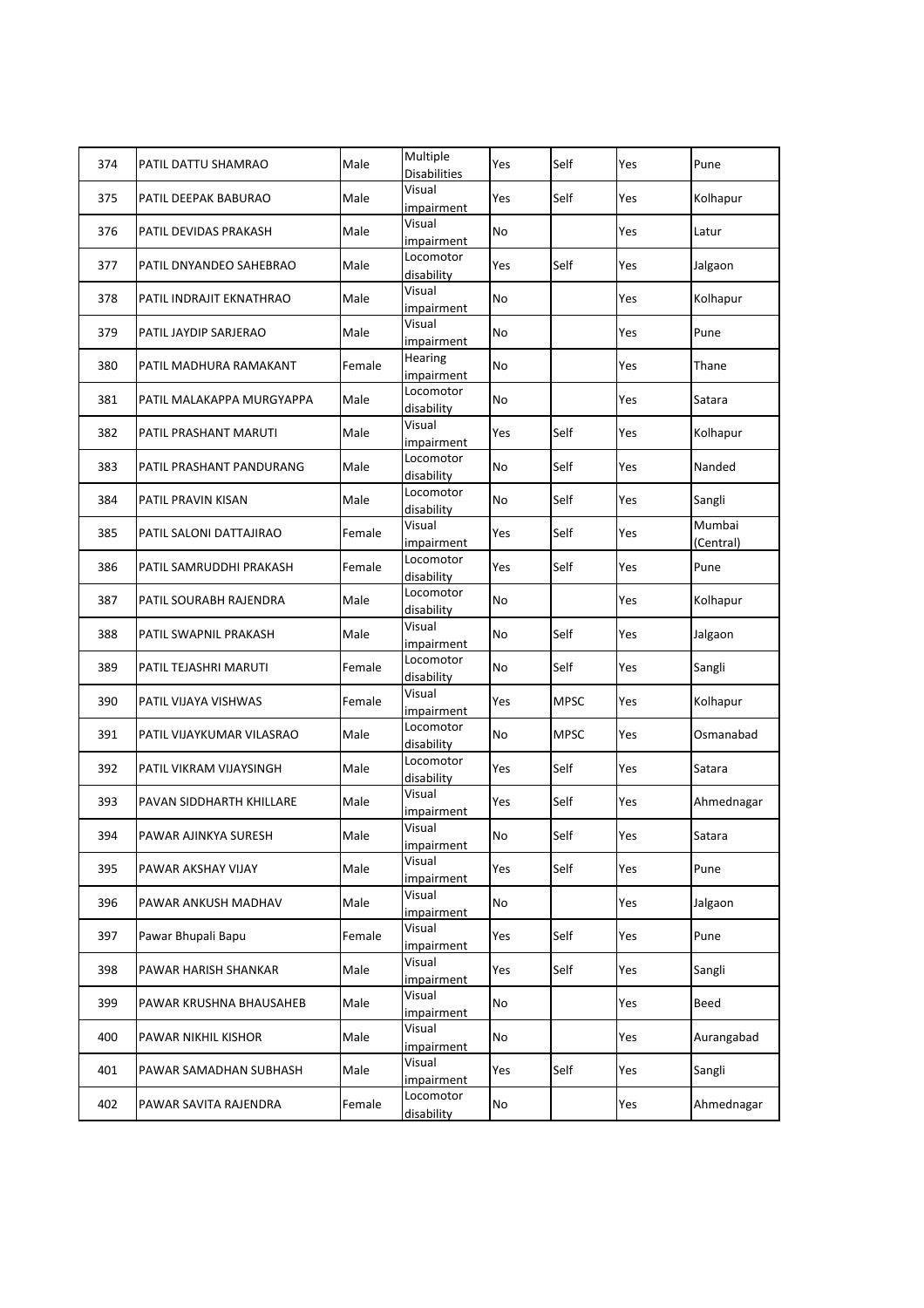| 374 | PATIL DATTU SHAMRAO | Male | Multiple Disabilities | Yes | Self | Yes | Pune |
|---|---|---|---|---|---|---|---|
| 375 | PATIL DEEPAK BABURAO | Male | Visual impairment | Yes | Self | Yes | Kolhapur |
| 376 | PATIL DEVIDAS PRAKASH | Male | Visual impairment | No | | Yes | Latur |
| 377 | PATIL DNYANDEO SAHEBRAO | Male | Locomotor disability | Yes | Self | Yes | Jalgaon |
| 378 | PATIL INDRAJIT EKNATHRAO | Male | Visual impairment | No | | Yes | Kolhapur |
| 379 | PATIL JAYDIP SARJERAO | Male | Visual impairment | No | | Yes | Pune |
| 380 | PATIL MADHURA RAMAKANT | Female | Hearing impairment | No | | Yes | Thane |
| 381 | PATIL MALAKAPPA MURGYAPPA | Male | Locomotor disability | No | | Yes | Satara |
| 382 | PATIL PRASHANT MARUTI | Male | Visual impairment | Yes | Self | Yes | Kolhapur |
| 383 | PATIL PRASHANT PANDURANG | Male | Locomotor disability | No | Self | Yes | Nanded |
| 384 | PATIL PRAVIN KISAN | Male | Locomotor disability | No | Self | Yes | Sangli |
| 385 | PATIL SALONI DATTAJIRAO | Female | Visual impairment | Yes | Self | Yes | Mumbai (Central) |
| 386 | PATIL SAMRUDDHI PRAKASH | Female | Locomotor disability | Yes | Self | Yes | Pune |
| 387 | PATIL SOURABH RAJENDRA | Male | Locomotor disability | No | | Yes | Kolhapur |
| 388 | PATIL SWAPNIL PRAKASH | Male | Visual impairment | No | Self | Yes | Jalgaon |
| 389 | PATIL TEJASHRI MARUTI | Female | Locomotor disability | No | Self | Yes | Sangli |
| 390 | PATIL VIJAYA VISHWAS | Female | Visual impairment | Yes | MPSC | Yes | Kolhapur |
| 391 | PATIL VIJAYKUMAR VILASRAO | Male | Locomotor disability | No | MPSC | Yes | Osmanabad |
| 392 | PATIL VIKRAM VIJAYSINGH | Male | Locomotor disability | Yes | Self | Yes | Satara |
| 393 | PAVAN SIDDHARTH KHILLARE | Male | Visual impairment | Yes | Self | Yes | Ahmednagar |
| 394 | PAWAR AJINKYA SURESH | Male | Visual impairment | No | Self | Yes | Satara |
| 395 | PAWAR AKSHAY VIJAY | Male | Visual impairment | Yes | Self | Yes | Pune |
| 396 | PAWAR ANKUSH MADHAV | Male | Visual impairment | No | | Yes | Jalgaon |
| 397 | Pawar Bhupali Bapu | Female | Visual impairment | Yes | Self | Yes | Pune |
| 398 | PAWAR HARISH SHANKAR | Male | Visual impairment | Yes | Self | Yes | Sangli |
| 399 | PAWAR KRUSHNA BHAUSAHEB | Male | Visual impairment | No | | Yes | Beed |
| 400 | PAWAR NIKHIL KISHOR | Male | Visual impairment | No | | Yes | Aurangabad |
| 401 | PAWAR SAMADHAN SUBHASH | Male | Visual impairment | Yes | Self | Yes | Sangli |
| 402 | PAWAR SAVITA RAJENDRA | Female | Locomotor disability | No | | Yes | Ahmednagar |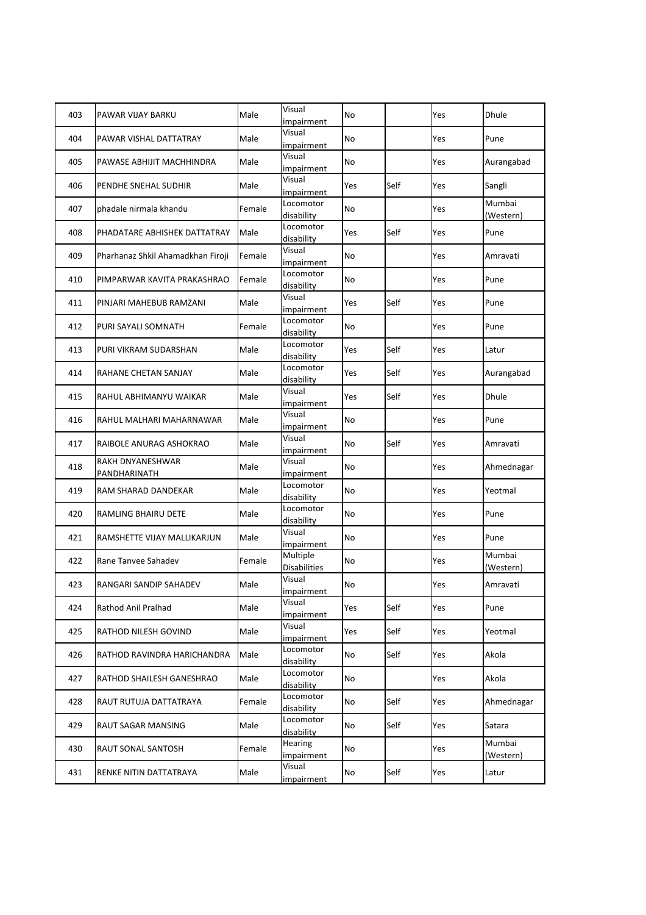| 403 | PAWAR VIJAY BARKU | Male | Visual impairment | No | | Yes | Dhule |
|---|---|---|---|---|---|---|---|
| 404 | PAWAR VISHAL DATTATRAY | Male | Visual impairment | No | | Yes | Pune |
| 405 | PAWASE ABHIJIT MACHHINDRA | Male | Visual impairment | No | | Yes | Aurangabad |
| 406 | PENDHE SNEHAL SUDHIR | Male | Visual impairment | Yes | Self | Yes | Sangli |
| 407 | phadale nirmala khandu | Female | Locomotor disability | No | | Yes | Mumbai (Western) |
| 408 | PHADATARE ABHISHEK DATTATRAY | Male | Locomotor disability | Yes | Self | Yes | Pune |
| 409 | Pharhanaz Shkil Ahamadkhan Firoji | Female | Visual impairment | No | | Yes | Amravati |
| 410 | PIMPARWAR KAVITA PRAKASHRAO | Female | Locomotor disability | No | | Yes | Pune |
| 411 | PINJARI MAHEBUB RAMZANI | Male | Visual impairment | Yes | Self | Yes | Pune |
| 412 | PURI SAYALI SOMNATH | Female | Locomotor disability | No | | Yes | Pune |
| 413 | PURI VIKRAM SUDARSHAN | Male | Locomotor disability | Yes | Self | Yes | Latur |
| 414 | RAHANE CHETAN SANJAY | Male | Locomotor disability | Yes | Self | Yes | Aurangabad |
| 415 | RAHUL ABHIMANYU WAIKAR | Male | Visual impairment | Yes | Self | Yes | Dhule |
| 416 | RAHUL MALHARI MAHARNAWAR | Male | Visual impairment | No | | Yes | Pune |
| 417 | RAIBOLE ANURAG ASHOKRAO | Male | Visual impairment | No | Self | Yes | Amravati |
| 418 | RAKH DNYANESHWAR PANDHARINATH | Male | Visual impairment | No | | Yes | Ahmednagar |
| 419 | RAM SHARAD DANDEKAR | Male | Locomotor disability | No | | Yes | Yeotmal |
| 420 | RAMLING BHAIRU DETE | Male | Locomotor disability | No | | Yes | Pune |
| 421 | RAMSHETTE VIJAY MALLIKARJUN | Male | Visual impairment | No | | Yes | Pune |
| 422 | Rane Tanvee Sahadev | Female | Multiple Disabilities | No | | Yes | Mumbai (Western) |
| 423 | RANGARI SANDIP SAHADEV | Male | Visual impairment | No | | Yes | Amravati |
| 424 | Rathod Anil Pralhad | Male | Visual impairment | Yes | Self | Yes | Pune |
| 425 | RATHOD NILESH GOVIND | Male | Visual impairment | Yes | Self | Yes | Yeotmal |
| 426 | RATHOD RAVINDRA HARICHANDRA | Male | Locomotor disability | No | Self | Yes | Akola |
| 427 | RATHOD SHAILESH GANESHRAO | Male | Locomotor disability | No | | Yes | Akola |
| 428 | RAUT RUTUJA DATTATRAYA | Female | Locomotor disability | No | Self | Yes | Ahmednagar |
| 429 | RAUT SAGAR MANSING | Male | Locomotor disability | No | Self | Yes | Satara |
| 430 | RAUT SONAL SANTOSH | Female | Hearing impairment | No | | Yes | Mumbai (Western) |
| 431 | RENKE NITIN DATTATRAYA | Male | Visual impairment | No | Self | Yes | Latur |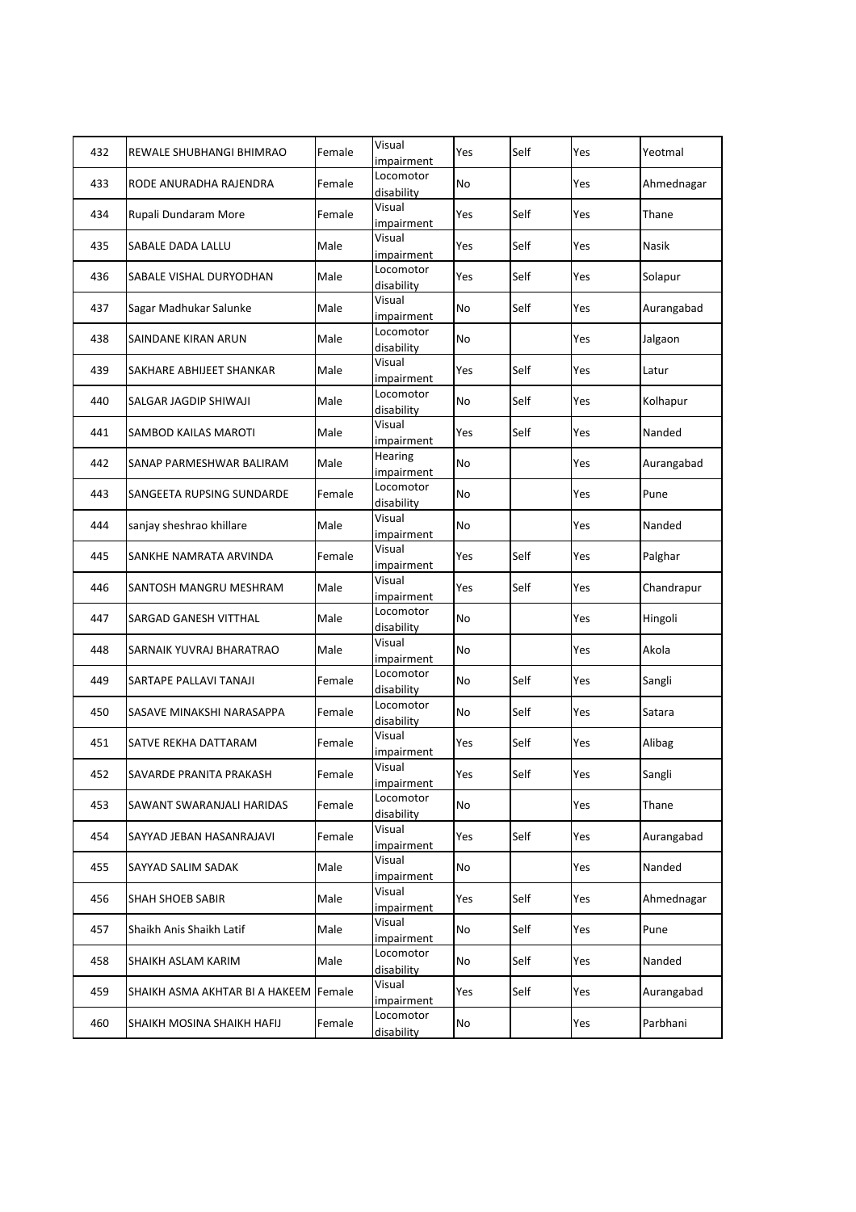| 432 | REWALE SHUBHANGI BHIMRAO | Female | Visual impairment | Yes | Self | Yes | Yeotmal |
|---|---|---|---|---|---|---|---|
| 433 | RODE ANURADHA RAJENDRA | Female | Locomotor disability | No | | Yes | Ahmednagar |
| 434 | Rupali Dundaram More | Female | Visual impairment | Yes | Self | Yes | Thane |
| 435 | SABALE DADA LALLU | Male | Visual impairment | Yes | Self | Yes | Nasik |
| 436 | SABALE VISHAL DURYODHAN | Male | Locomotor disability | Yes | Self | Yes | Solapur |
| 437 | Sagar Madhukar Salunke | Male | Visual impairment | No | Self | Yes | Aurangabad |
| 438 | SAINDANE KIRAN ARUN | Male | Locomotor disability | No | | Yes | Jalgaon |
| 439 | SAKHARE ABHIJEET SHANKAR | Male | Visual impairment | Yes | Self | Yes | Latur |
| 440 | SALGAR JAGDIP SHIWAJI | Male | Locomotor disability | No | Self | Yes | Kolhapur |
| 441 | SAMBOD KAILAS MAROTI | Male | Visual impairment | Yes | Self | Yes | Nanded |
| 442 | SANAP PARMESHWAR BALIRAM | Male | Hearing impairment | No | | Yes | Aurangabad |
| 443 | SANGEETA RUPSING SUNDARDE | Female | Locomotor disability | No | | Yes | Pune |
| 444 | sanjay sheshrao khillare | Male | Visual impairment | No | | Yes | Nanded |
| 445 | SANKHE NAMRATA ARVINDA | Female | Visual impairment | Yes | Self | Yes | Palghar |
| 446 | SANTOSH MANGRU MESHRAM | Male | Visual impairment | Yes | Self | Yes | Chandrapur |
| 447 | SARGAD GANESH VITTHAL | Male | Locomotor disability | No | | Yes | Hingoli |
| 448 | SARNAIK YUVRAJ BHARATRAO | Male | Visual impairment | No | | Yes | Akola |
| 449 | SARTAPE PALLAVI TANAJI | Female | Locomotor disability | No | Self | Yes | Sangli |
| 450 | SASAVE MINAKSHI NARASAPPA | Female | Locomotor disability | No | Self | Yes | Satara |
| 451 | SATVE REKHA DATTARAM | Female | Visual impairment | Yes | Self | Yes | Alibag |
| 452 | SAVARDE PRANITA PRAKASH | Female | Visual impairment | Yes | Self | Yes | Sangli |
| 453 | SAWANT SWARANJALI HARIDAS | Female | Locomotor disability | No | | Yes | Thane |
| 454 | SAYYAD JEBAN HASANRAJAVI | Female | Visual impairment | Yes | Self | Yes | Aurangabad |
| 455 | SAYYAD SALIM SADAK | Male | Visual impairment | No | | Yes | Nanded |
| 456 | SHAH SHOEB SABIR | Male | Visual impairment | Yes | Self | Yes | Ahmednagar |
| 457 | Shaikh Anis Shaikh Latif | Male | Visual impairment | No | Self | Yes | Pune |
| 458 | SHAIKH ASLAM KARIM | Male | Locomotor disability | No | Self | Yes | Nanded |
| 459 | SHAIKH ASMA AKHTAR BI A HAKEEM | Female | Visual impairment | Yes | Self | Yes | Aurangabad |
| 460 | SHAIKH MOSINA SHAIKH HAFIJ | Female | Locomotor disability | No | | Yes | Parbhani |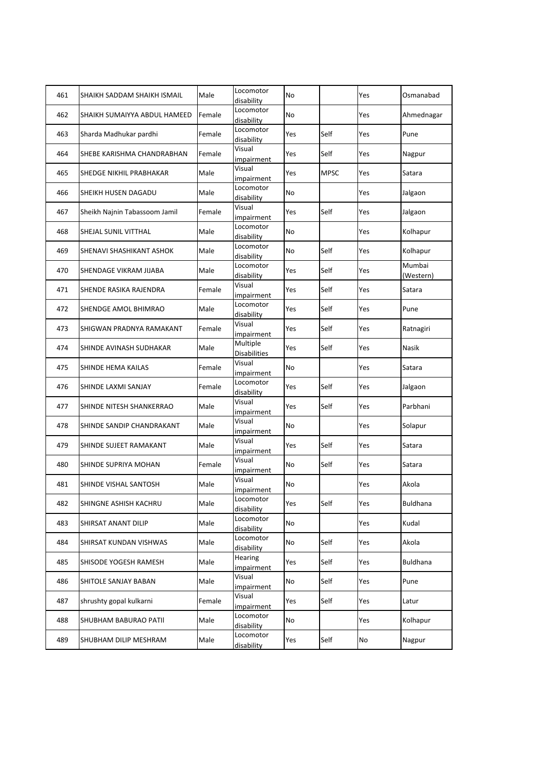| 461 | SHAIKH SADDAM SHAIKH ISMAIL | Male | Locomotor disability | No | | Yes | Osmanabad |
|---|---|---|---|---|---|---|---|
| 462 | SHAIKH SUMAIYYA ABDUL HAMEED | Female | Locomotor disability | No | | Yes | Ahmednagar |
| 463 | Sharda Madhukar pardhi | Female | Locomotor disability | Yes | Self | Yes | Pune |
| 464 | SHEBE KARISHMA CHANDRABHAN | Female | Visual impairment | Yes | Self | Yes | Nagpur |
| 465 | SHEDGE NIKHIL PRABHAKAR | Male | Visual impairment | Yes | MPSC | Yes | Satara |
| 466 | SHEIKH HUSEN DAGADU | Male | Locomotor disability | No | | Yes | Jalgaon |
| 467 | Sheikh Najnin Tabassoom Jamil | Female | Visual impairment | Yes | Self | Yes | Jalgaon |
| 468 | SHEJAL SUNIL VITTHAL | Male | Locomotor disability | No | | Yes | Kolhapur |
| 469 | SHENAVI SHASHIKANT ASHOK | Male | Locomotor disability | No | Self | Yes | Kolhapur |
| 470 | SHENDAGE VIKRAM JIJABA | Male | Locomotor disability | Yes | Self | Yes | Mumbai (Western) |
| 471 | SHENDE RASIKA RAJENDRA | Female | Visual impairment | Yes | Self | Yes | Satara |
| 472 | SHENDGE AMOL BHIMRAO | Male | Locomotor disability | Yes | Self | Yes | Pune |
| 473 | SHIGWAN PRADNYA RAMAKANT | Female | Visual impairment | Yes | Self | Yes | Ratnagiri |
| 474 | SHINDE AVINASH SUDHAKAR | Male | Multiple Disabilities | Yes | Self | Yes | Nasik |
| 475 | SHINDE HEMA KAILAS | Female | Visual impairment | No | | Yes | Satara |
| 476 | SHINDE LAXMI SANJAY | Female | Locomotor disability | Yes | Self | Yes | Jalgaon |
| 477 | SHINDE NITESH SHANKERRAO | Male | Visual impairment | Yes | Self | Yes | Parbhani |
| 478 | SHINDE SANDIP CHANDRAKANT | Male | Visual impairment | No | | Yes | Solapur |
| 479 | SHINDE SUJEET RAMAKANT | Male | Visual impairment | Yes | Self | Yes | Satara |
| 480 | SHINDE SUPRIYA MOHAN | Female | Visual impairment | No | Self | Yes | Satara |
| 481 | SHINDE VISHAL SANTOSH | Male | Visual impairment | No | | Yes | Akola |
| 482 | SHINGNE ASHISH KACHRU | Male | Locomotor disability | Yes | Self | Yes | Buldhana |
| 483 | SHIRSAT ANANT DILIP | Male | Locomotor disability | No | | Yes | Kudal |
| 484 | SHIRSAT KUNDAN VISHWAS | Male | Locomotor disability | No | Self | Yes | Akola |
| 485 | SHISODE YOGESH RAMESH | Male | Hearing impairment | Yes | Self | Yes | Buldhana |
| 486 | SHITOLE SANJAY BABAN | Male | Visual impairment | No | Self | Yes | Pune |
| 487 | shrushty gopal kulkarni | Female | Visual impairment | Yes | Self | Yes | Latur |
| 488 | SHUBHAM BABURAO PATIl | Male | Locomotor disability | No | | Yes | Kolhapur |
| 489 | SHUBHAM DILIP MESHRAM | Male | Locomotor disability | Yes | Self | No | Nagpur |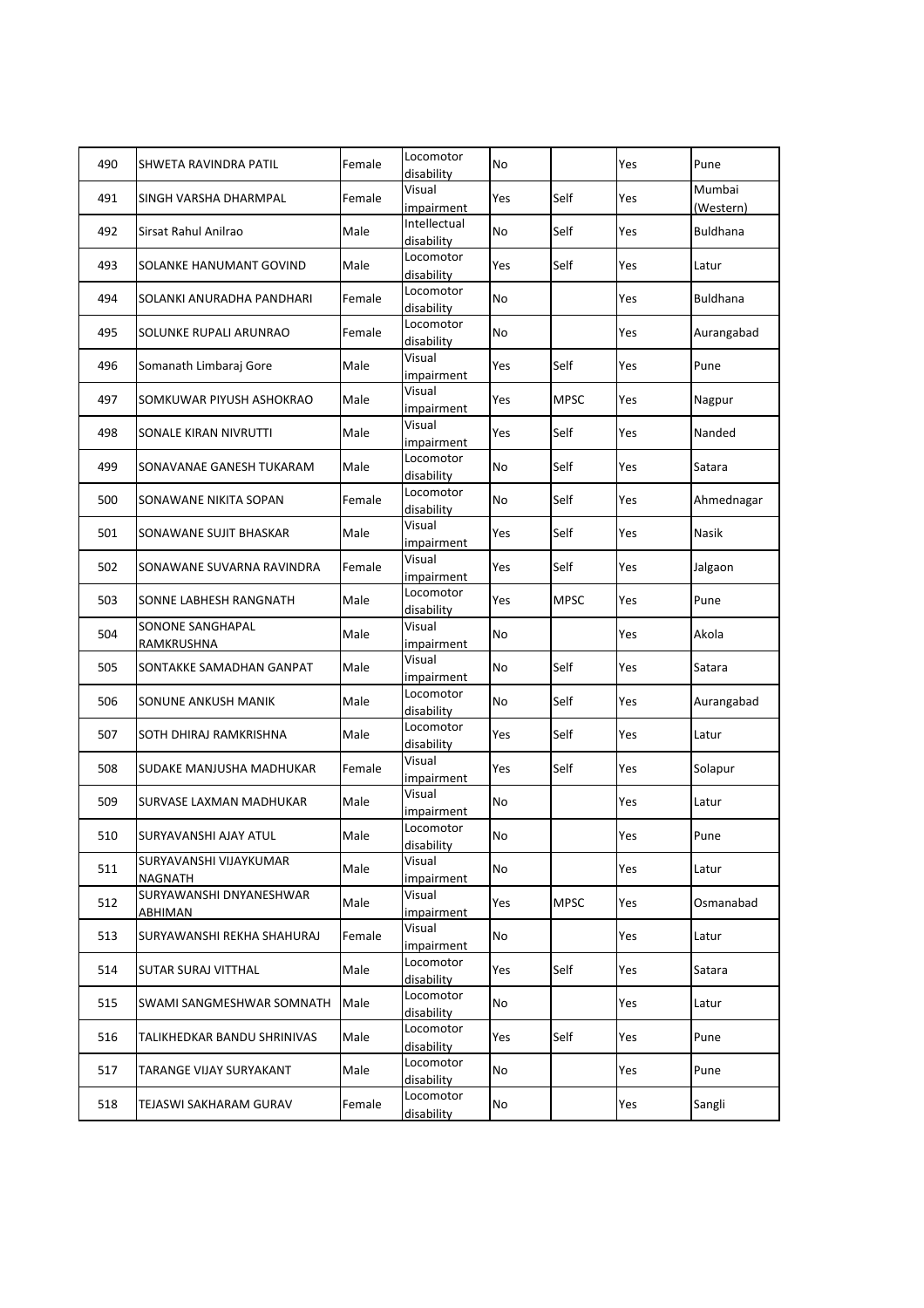| 490 | SHWETA RAVINDRA PATIL | Female | Locomotor disability | No | | Yes | Pune |
|---|---|---|---|---|---|---|---|
| 491 | SINGH VARSHA DHARMPAL | Female | Visual impairment | Yes | Self | Yes | Mumbai (Western) |
| 492 | Sirsat Rahul Anilrao | Male | Intellectual disability | No | Self | Yes | Buldhana |
| 493 | SOLANKE HANUMANT GOVIND | Male | Locomotor disability | Yes | Self | Yes | Latur |
| 494 | SOLANKI ANURADHA PANDHARI | Female | Locomotor disability | No | | Yes | Buldhana |
| 495 | SOLUNKE RUPALI ARUNRAO | Female | Locomotor disability | No | | Yes | Aurangabad |
| 496 | Somanath Limbaraj Gore | Male | Visual impairment | Yes | Self | Yes | Pune |
| 497 | SOMKUWAR PIYUSH ASHOKRAO | Male | Visual impairment | Yes | MPSC | Yes | Nagpur |
| 498 | SONALE KIRAN NIVRUTTI | Male | Visual impairment | Yes | Self | Yes | Nanded |
| 499 | SONAVANAE GANESH TUKARAM | Male | Locomotor disability | No | Self | Yes | Satara |
| 500 | SONAWANE NIKITA SOPAN | Female | Locomotor disability | No | Self | Yes | Ahmednagar |
| 501 | SONAWANE SUJIT BHASKAR | Male | Visual impairment | Yes | Self | Yes | Nasik |
| 502 | SONAWANE SUVARNA RAVINDRA | Female | Visual impairment | Yes | Self | Yes | Jalgaon |
| 503 | SONNE LABHESH RANGNATH | Male | Locomotor disability | Yes | MPSC | Yes | Pune |
| 504 | SONONE SANGHAPAL RAMKRUSHNA | Male | Visual impairment | No | | Yes | Akola |
| 505 | SONTAKKE SAMADHAN GANPAT | Male | Visual impairment | No | Self | Yes | Satara |
| 506 | SONUNE ANKUSH MANIK | Male | Locomotor disability | No | Self | Yes | Aurangabad |
| 507 | SOTH DHIRAJ RAMKRISHNA | Male | Locomotor disability | Yes | Self | Yes | Latur |
| 508 | SUDAKE MANJUSHA MADHUKAR | Female | Visual impairment | Yes | Self | Yes | Solapur |
| 509 | SURVASE LAXMAN MADHUKAR | Male | Visual impairment | No | | Yes | Latur |
| 510 | SURYAVANSHI AJAY ATUL | Male | Locomotor disability | No | | Yes | Pune |
| 511 | SURYAVANSHI VIJAYKUMAR NAGNATH | Male | Visual impairment | No | | Yes | Latur |
| 512 | SURYAWANSHI DNYANESHWAR ABHIMAN | Male | Visual impairment | Yes | MPSC | Yes | Osmanabad |
| 513 | SURYAWANSHI REKHA SHAHURAJ | Female | Visual impairment | No | | Yes | Latur |
| 514 | SUTAR SURAJ VITTHAL | Male | Locomotor disability | Yes | Self | Yes | Satara |
| 515 | SWAMI SANGMESHWAR SOMNATH | Male | Locomotor disability | No | | Yes | Latur |
| 516 | TALIKHEDKAR BANDU SHRINIVAS | Male | Locomotor disability | Yes | Self | Yes | Pune |
| 517 | TARANGE VIJAY SURYAKANT | Male | Locomotor disability | No | | Yes | Pune |
| 518 | TEJASWI SAKHARAM GURAV | Female | Locomotor disability | No | | Yes | Sangli |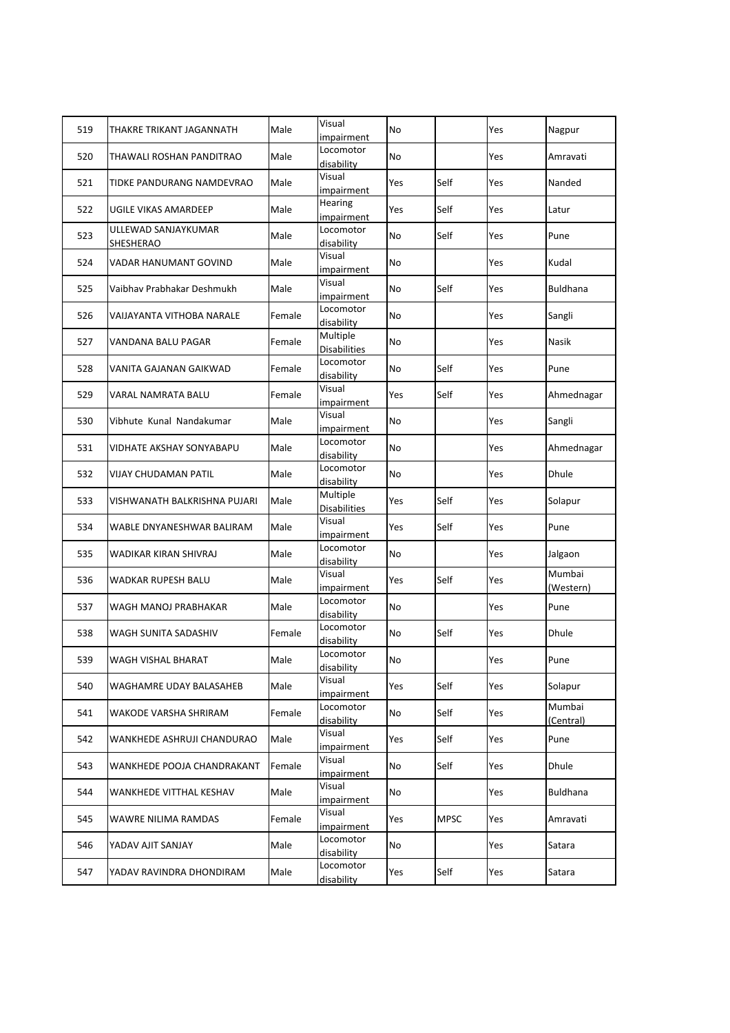| 519 | THAKRE TRIKANT JAGANNATH | Male | Visual impairment | No | | Yes | Nagpur |
|---|---|---|---|---|---|---|---|
| 520 | THAWALI ROSHAN PANDITRAO | Male | Locomotor disability | No | | Yes | Amravati |
| 521 | TIDKE PANDURANG NAMDEVRAO | Male | Visual impairment | Yes | Self | Yes | Nanded |
| 522 | UGILE VIKAS AMARDEEP | Male | Hearing impairment | Yes | Self | Yes | Latur |
| 523 | ULLEWAD SANJAYKUMAR SHESHERAO | Male | Locomotor disability | No | Self | Yes | Pune |
| 524 | VADAR HANUMANT GOVIND | Male | Visual impairment | No | | Yes | Kudal |
| 525 | Vaibhav Prabhakar Deshmukh | Male | Visual impairment | No | Self | Yes | Buldhana |
| 526 | VAIJAYANTA VITHOBA NARALE | Female | Locomotor disability | No | | Yes | Sangli |
| 527 | VANDANA BALU PAGAR | Female | Multiple Disabilities | No | | Yes | Nasik |
| 528 | VANITA GAJANAN GAIKWAD | Female | Locomotor disability | No | Self | Yes | Pune |
| 529 | VARAL NAMRATA BALU | Female | Visual impairment | Yes | Self | Yes | Ahmednagar |
| 530 | Vibhute Kunal Nandakumar | Male | Visual impairment | No | | Yes | Sangli |
| 531 | VIDHATE AKSHAY SONYABAPU | Male | Locomotor disability | No | | Yes | Ahmednagar |
| 532 | VIJAY CHUDAMAN PATIL | Male | Locomotor disability | No | | Yes | Dhule |
| 533 | VISHWANATH BALKRISHNA PUJARI | Male | Multiple Disabilities | Yes | Self | Yes | Solapur |
| 534 | WABLE DNYANESHWAR BALIRAM | Male | Visual impairment | Yes | Self | Yes | Pune |
| 535 | WADIKAR KIRAN SHIVRAJ | Male | Locomotor disability | No | | Yes | Jalgaon |
| 536 | WADKAR RUPESH BALU | Male | Visual impairment | Yes | Self | Yes | Mumbai (Western) |
| 537 | WAGH MANOJ PRABHAKAR | Male | Locomotor disability | No | | Yes | Pune |
| 538 | WAGH SUNITA SADASHIV | Female | Locomotor disability | No | Self | Yes | Dhule |
| 539 | WAGH VISHAL BHARAT | Male | Locomotor disability | No | | Yes | Pune |
| 540 | WAGHAMRE UDAY BALASAHEB | Male | Visual impairment | Yes | Self | Yes | Solapur |
| 541 | WAKODE VARSHA SHRIRAM | Female | Locomotor disability | No | Self | Yes | Mumbai (Central) |
| 542 | WANKHEDE ASHRUJI CHANDURAO | Male | Visual impairment | Yes | Self | Yes | Pune |
| 543 | WANKHEDE POOJA CHANDRAKANT | Female | Visual impairment | No | Self | Yes | Dhule |
| 544 | WANKHEDE VITTHAL KESHAV | Male | Visual impairment | No | | Yes | Buldhana |
| 545 | WAWRE NILIMA RAMDAS | Female | Visual impairment | Yes | MPSC | Yes | Amravati |
| 546 | YADAV AJIT SANJAY | Male | Locomotor disability | No | | Yes | Satara |
| 547 | YADAV RAVINDRA DHONDIRAM | Male | Locomotor disability | Yes | Self | Yes | Satara |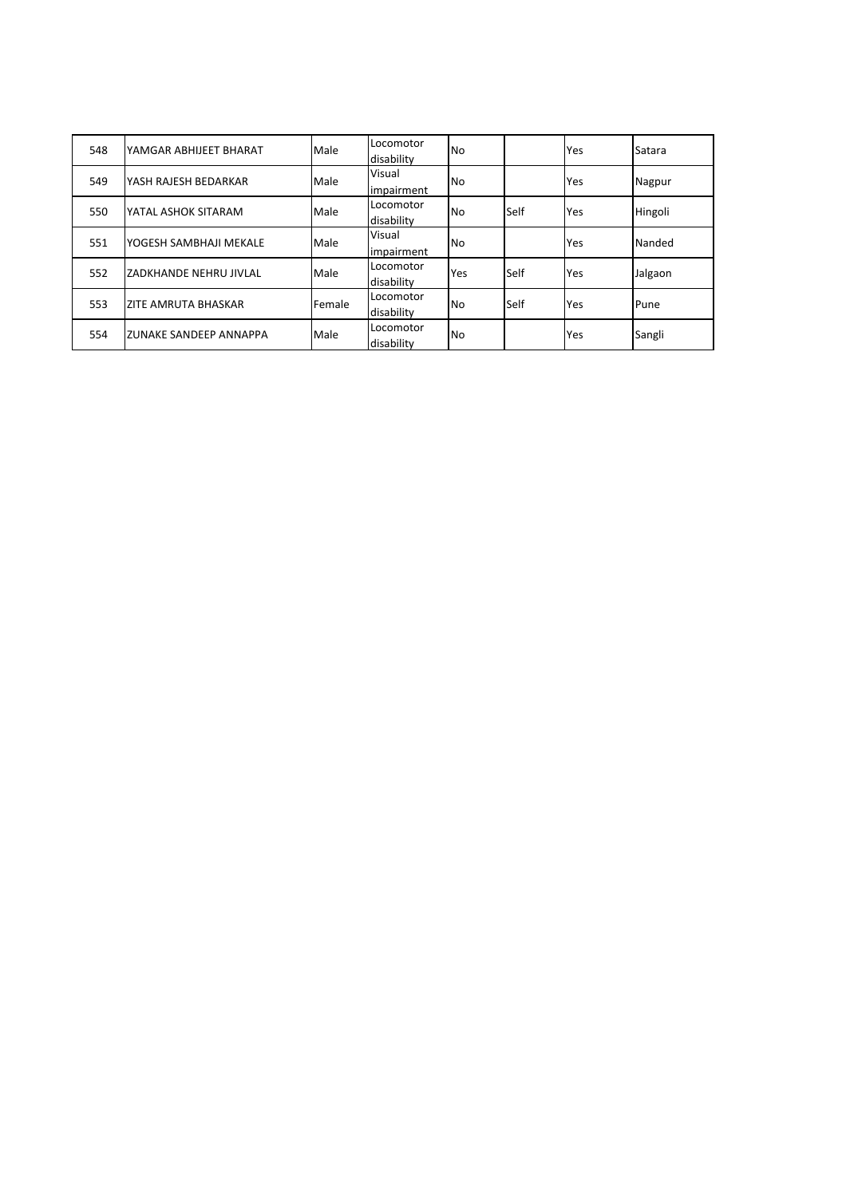| | | | | | | | |
|---|---|---|---|---|---|---|---|
| 548 | YAMGAR ABHIJEET BHARAT | Male | Locomotor disability | No | | Yes | Satara |
| 549 | YASH RAJESH BEDARKAR | Male | Visual impairment | No | | Yes | Nagpur |
| 550 | YATAL ASHOK SITARAM | Male | Locomotor disability | No | Self | Yes | Hingoli |
| 551 | YOGESH SAMBHAJI MEKALE | Male | Visual impairment | No | | Yes | Nanded |
| 552 | ZADKHANDE NEHRU JIVLAL | Male | Locomotor disability | Yes | Self | Yes | Jalgaon |
| 553 | ZITE AMRUTA BHASKAR | Female | Locomotor disability | No | Self | Yes | Pune |
| 554 | ZUNAKE SANDEEP ANNAPPA | Male | Locomotor disability | No | | Yes | Sangli |